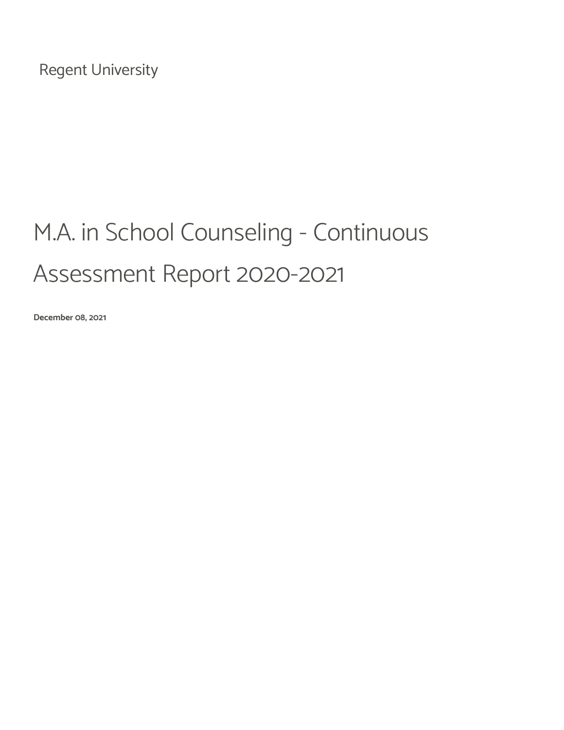Regent University

# M.A. in School Counseling - Continuous Assessment Report 2020-2021

**December 08, 2021**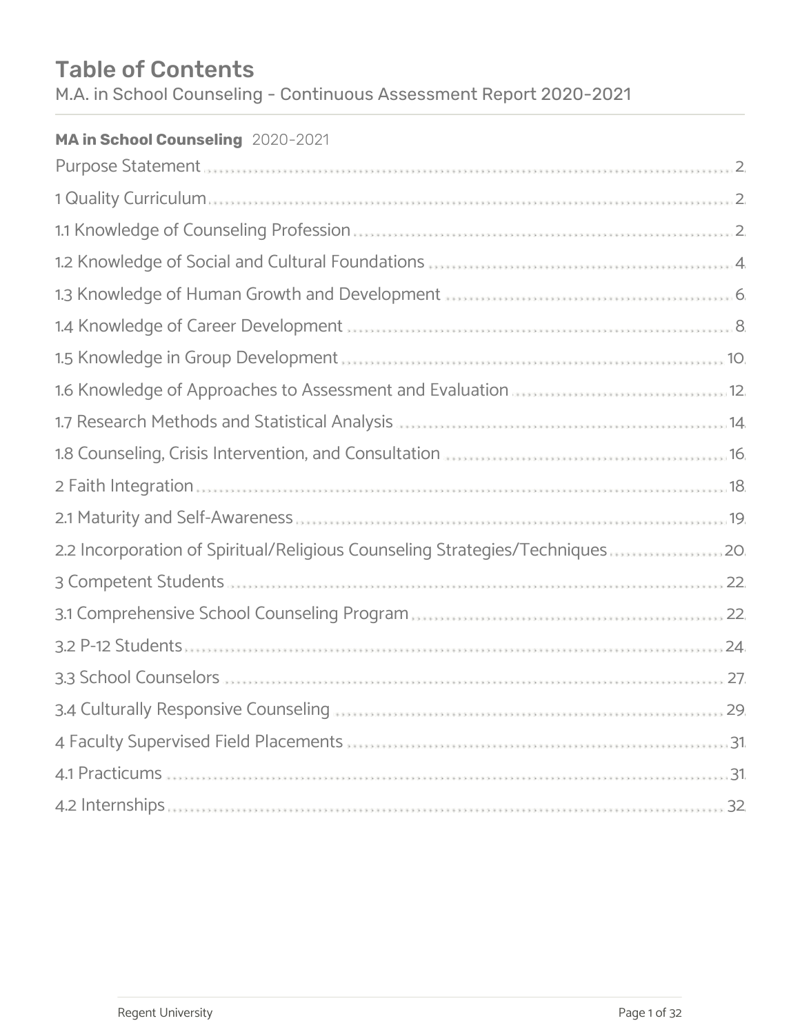# Table of Contents

M.A. in School Counseling - Continuous Assessment Report 2020-2021

**MA in School Counseling** 2020-2021

- Purpose Statement ........ 2
- 1 Quality Curriculum ........ 2
- 1.1 Knowledge of Counseling Profession ........ 2
- 1.2 Knowledge of Social and Cultural Foundations ........ 4
- 1.3 Knowledge of Human Growth and Development ........ 6
- 1.4 Knowledge of Career Development ........ 8
- 1.5 Knowledge in Group Development ........ 10
- 1.6 Knowledge of Approaches to Assessment and Evaluation ........ 12
- 1.7 Research Methods and Statistical Analysis ........ 14
- 1.8 Counseling, Crisis Intervention, and Consultation ........ 16
- 2 Faith Integration ........ 18
- 2.1 Maturity and Self-Awareness ........ 19
- 2.2 Incorporation of Spiritual/Religious Counseling Strategies/Techniques ........ 20
- 3 Competent Students ........ 22
- 3.1 Comprehensive School Counseling Program ........ 22
- 3.2 P-12 Students ........ 24
- 3.3 School Counselors ........ 27
- 3.4 Culturally Responsive Counseling ........ 29
- 4 Faculty Supervised Field Placements ........ 31
- 4.1 Practicums ........ 31
- 4.2 Internships ........ 32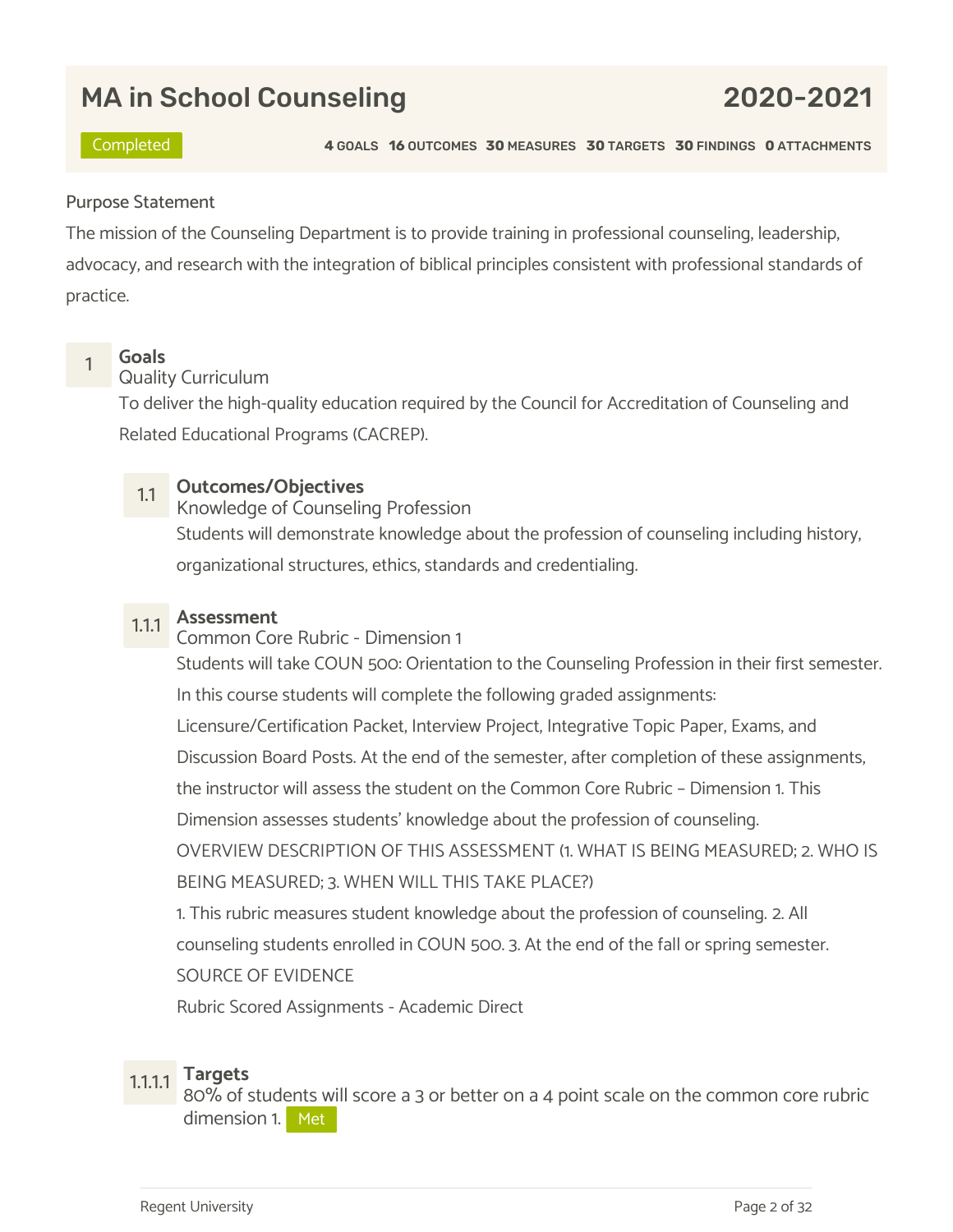# MA in School Counseling

## 2020-2021

Completed

**4** GOALS **16** OUTCOMES **30** MEASURES **30** TARGETS **30** FINDINGS **0** ATTACHMENTS

Purpose Statement

The mission of the Counseling Department is to provide training in professional counseling, leadership, advocacy, and research with the integration of biblical principles consistent with professional standards of practice.

### 1 Goals

Quality Curriculum

To deliver the high-quality education required by the Council for Accreditation of Counseling and Related Educational Programs (CACREP).

#### 1.1 Outcomes/Objectives

Knowledge of Counseling Profession

Students will demonstrate knowledge about the profession of counseling including history, organizational structures, ethics, standards and credentialing.

#### 1.1.1 Assessment

Common Core Rubric - Dimension 1

Students will take COUN 500: Orientation to the Counseling Profession in their first semester. In this course students will complete the following graded assignments: Licensure/Certification Packet, Interview Project, Integrative Topic Paper, Exams, and Discussion Board Posts. At the end of the semester, after completion of these assignments, the instructor will assess the student on the Common Core Rubric – Dimension 1. This Dimension assesses students' knowledge about the profession of counseling.

OVERVIEW DESCRIPTION OF THIS ASSESSMENT (1. WHAT IS BEING MEASURED; 2. WHO IS BEING MEASURED; 3. WHEN WILL THIS TAKE PLACE?)

1. This rubric measures student knowledge about the profession of counseling. 2. All counseling students enrolled in COUN 500. 3. At the end of the fall or spring semester.

SOURCE OF EVIDENCE

Rubric Scored Assignments - Academic Direct

#### 1.1.1.1 Targets

80% of students will score a 3 or better on a 4 point scale on the common core rubric dimension 1. Met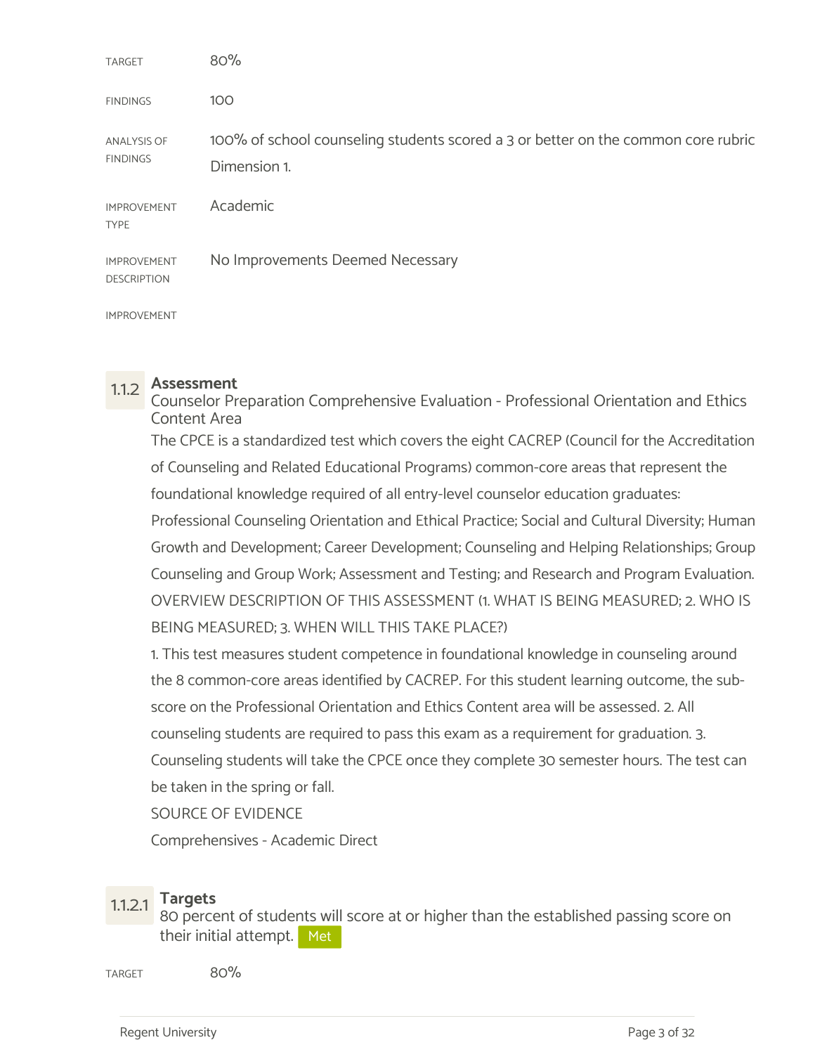| | |
|---|---|
| TARGET | 80% |
| FINDINGS | 100 |
| ANALYSIS OF FINDINGS | 100% of school counseling students scored a 3 or better on the common core rubric Dimension 1. |
| IMPROVEMENT TYPE | Academic |
| IMPROVEMENT DESCRIPTION | No Improvements Deemed Necessary |
| IMPROVEMENT | |

### 1.1.2 Assessment

Counselor Preparation Comprehensive Evaluation - Professional Orientation and Ethics Content Area

The CPCE is a standardized test which covers the eight CACREP (Council for the Accreditation of Counseling and Related Educational Programs) common-core areas that represent the foundational knowledge required of all entry-level counselor education graduates: Professional Counseling Orientation and Ethical Practice; Social and Cultural Diversity; Human Growth and Development; Career Development; Counseling and Helping Relationships; Group Counseling and Group Work; Assessment and Testing; and Research and Program Evaluation.

OVERVIEW DESCRIPTION OF THIS ASSESSMENT (1. WHAT IS BEING MEASURED; 2. WHO IS BEING MEASURED; 3. WHEN WILL THIS TAKE PLACE?)

1. This test measures student competence in foundational knowledge in counseling around the 8 common-core areas identified by CACREP. For this student learning outcome, the sub-score on the Professional Orientation and Ethics Content area will be assessed. 2. All counseling students are required to pass this exam as a requirement for graduation. 3. Counseling students will take the CPCE once they complete 30 semester hours. The test can be taken in the spring or fall.

SOURCE OF EVIDENCE

Comprehensives - Academic Direct

#### 1.1.2.1 Targets

80 percent of students will score at or higher than the established passing score on their initial attempt. Met

| | |
|---|---|
| TARGET | 80% |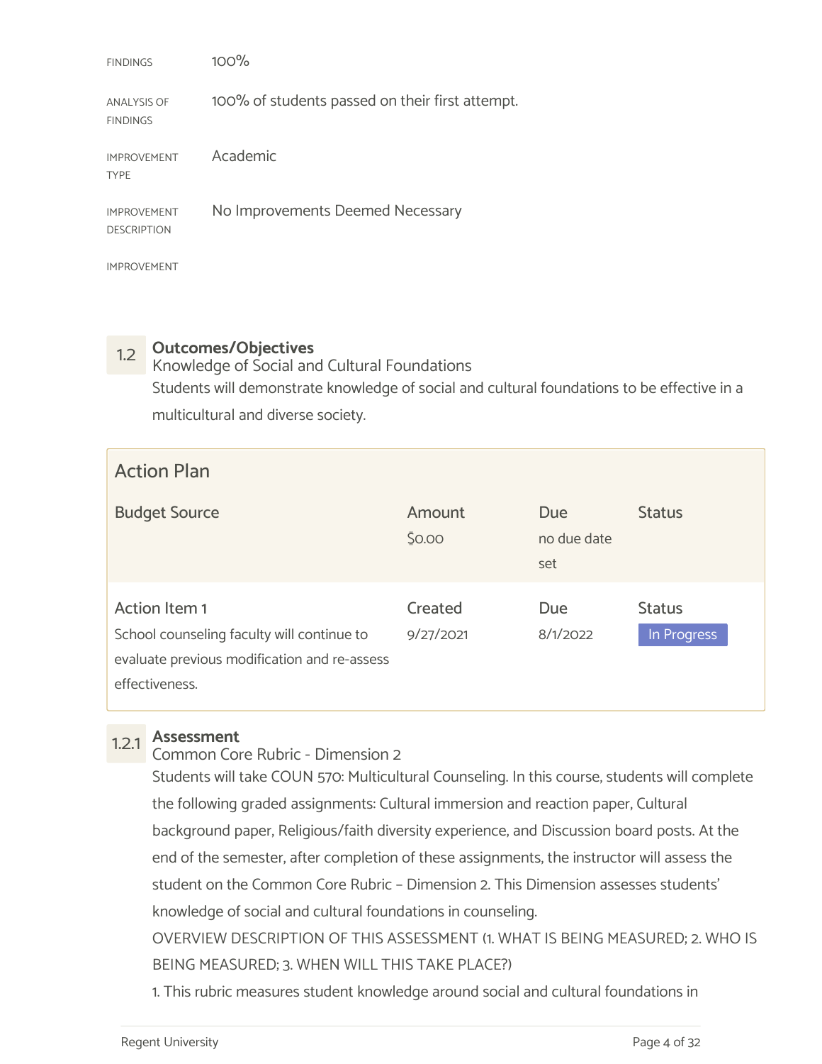| | |
|---|---|
| FINDINGS | 100% |
| ANALYSIS OF FINDINGS | 100% of students passed on their first attempt. |
| IMPROVEMENT TYPE | Academic |
| IMPROVEMENT DESCRIPTION | No Improvements Deemed Necessary |
| IMPROVEMENT | |

## 1.2 Outcomes/Objectives

Knowledge of Social and Cultural Foundations

Students will demonstrate knowledge of social and cultural foundations to be effective in a multicultural and diverse society.

### Action Plan

| Budget Source | Amount | Due | Status |
|---|---|---|---|
| | $0.00 | no due date set | |

| Action Item 1 | Created | Due | Status |
|---|---|---|---|
| School counseling faculty will continue to evaluate previous modification and re-assess effectiveness. | 9/27/2021 | 8/1/2022 | In Progress |

### 1.2.1 Assessment

Common Core Rubric - Dimension 2

Students will take COUN 570: Multicultural Counseling. In this course, students will complete the following graded assignments: Cultural immersion and reaction paper, Cultural background paper, Religious/faith diversity experience, and Discussion board posts. At the end of the semester, after completion of these assignments, the instructor will assess the student on the Common Core Rubric – Dimension 2. This Dimension assesses students' knowledge of social and cultural foundations in counseling.

OVERVIEW DESCRIPTION OF THIS ASSESSMENT (1. WHAT IS BEING MEASURED; 2. WHO IS BEING MEASURED; 3. WHEN WILL THIS TAKE PLACE?)

1. This rubric measures student knowledge around social and cultural foundations in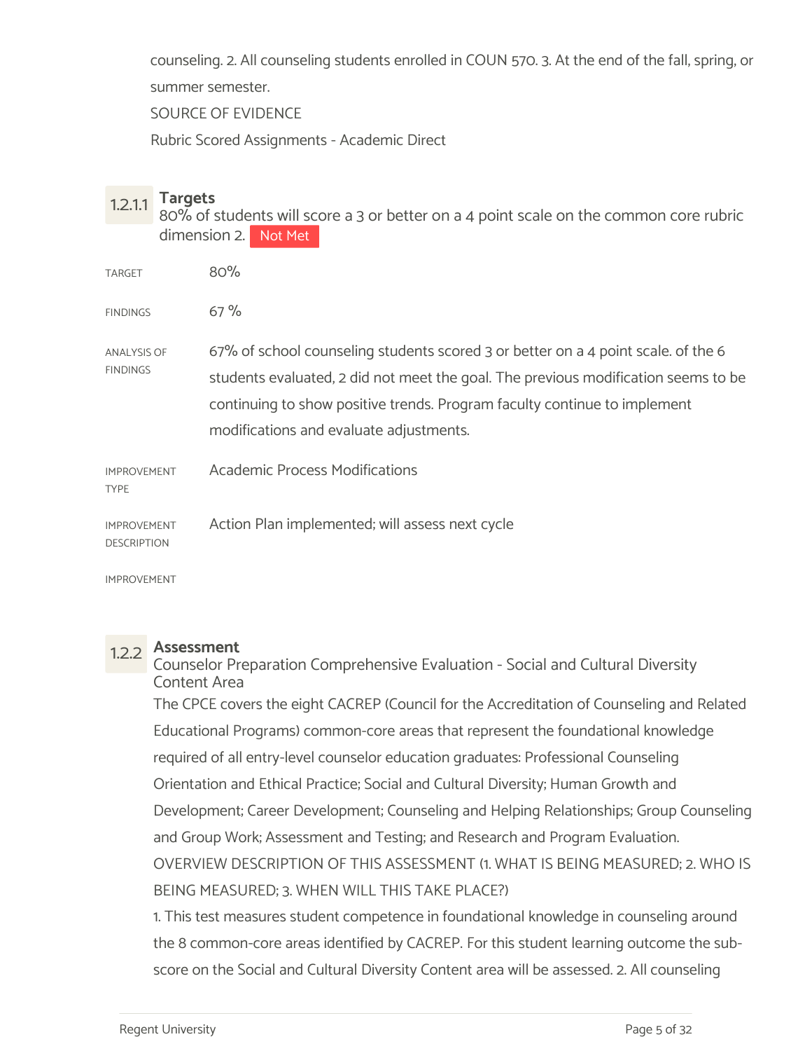counseling. 2. All counseling students enrolled in COUN 570. 3. At the end of the fall, spring, or summer semester.

SOURCE OF EVIDENCE

Rubric Scored Assignments - Academic Direct

### 1.2.1.1 Targets

80% of students will score a 3 or better on a 4 point scale on the common core rubric dimension 2. Not Met

| | |
|---|---|
| TARGET | 80% |
| FINDINGS | 67 % |
| ANALYSIS OF FINDINGS | 67% of school counseling students scored 3 or better on a 4 point scale. of the 6 students evaluated, 2 did not meet the goal. The previous modification seems to be continuing to show positive trends. Program faculty continue to implement modifications and evaluate adjustments. |
| IMPROVEMENT TYPE | Academic Process Modifications |
| IMPROVEMENT DESCRIPTION | Action Plan implemented; will assess next cycle |
| IMPROVEMENT | |

### 1.2.2 Assessment

Counselor Preparation Comprehensive Evaluation - Social and Cultural Diversity Content Area

The CPCE covers the eight CACREP (Council for the Accreditation of Counseling and Related Educational Programs) common-core areas that represent the foundational knowledge required of all entry-level counselor education graduates: Professional Counseling Orientation and Ethical Practice; Social and Cultural Diversity; Human Growth and Development; Career Development; Counseling and Helping Relationships; Group Counseling and Group Work; Assessment and Testing; and Research and Program Evaluation.

OVERVIEW DESCRIPTION OF THIS ASSESSMENT (1. WHAT IS BEING MEASURED; 2. WHO IS BEING MEASURED; 3. WHEN WILL THIS TAKE PLACE?)

1. This test measures student competence in foundational knowledge in counseling around the 8 common-core areas identified by CACREP. For this student learning outcome the sub-score on the Social and Cultural Diversity Content area will be assessed. 2. All counseling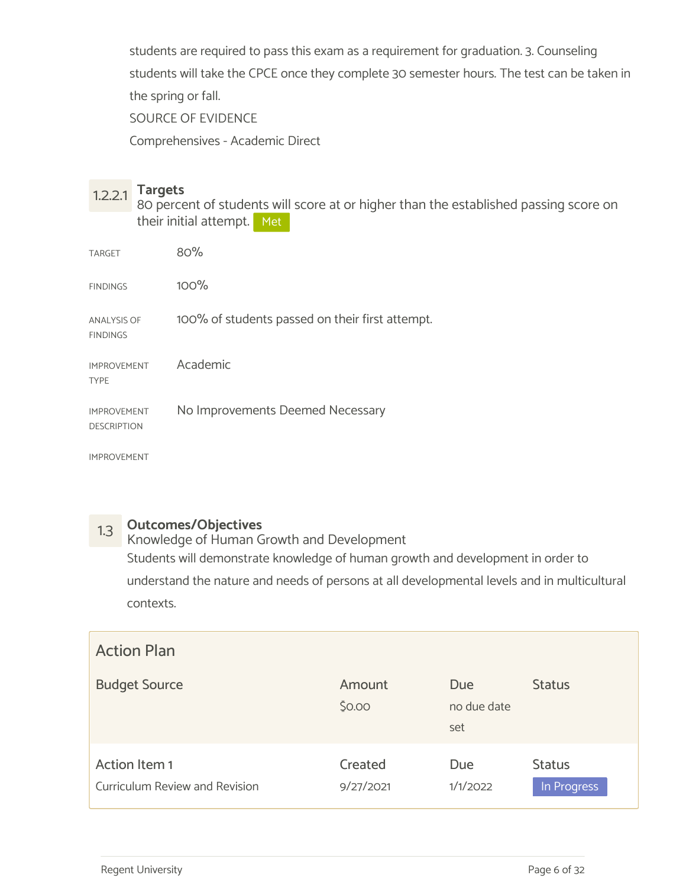students are required to pass this exam as a requirement for graduation. 3. Counseling students will take the CPCE once they complete 30 semester hours. The test can be taken in the spring or fall.

SOURCE OF EVIDENCE

Comprehensives - Academic Direct

### 1.2.2.1 Targets

80 percent of students will score at or higher than the established passing score on their initial attempt. Met

| | |
|---|---|
| TARGET | 80% |
| FINDINGS | 100% |
| ANALYSIS OF FINDINGS | 100% of students passed on their first attempt. |
| IMPROVEMENT TYPE | Academic |
| IMPROVEMENT DESCRIPTION | No Improvements Deemed Necessary |
| IMPROVEMENT | |

## 1.3 Outcomes/Objectives

Knowledge of Human Growth and Development

Students will demonstrate knowledge of human growth and development in order to understand the nature and needs of persons at all developmental levels and in multicultural contexts.

### Action Plan

| Budget Source | Amount | Due | Status |
|---|---|---|---|
| | $0.00 | no due date set | |
| **Action Item 1** | **Created** | **Due** | **Status** |
| Curriculum Review and Revision | 9/27/2021 | 1/1/2022 | In Progress |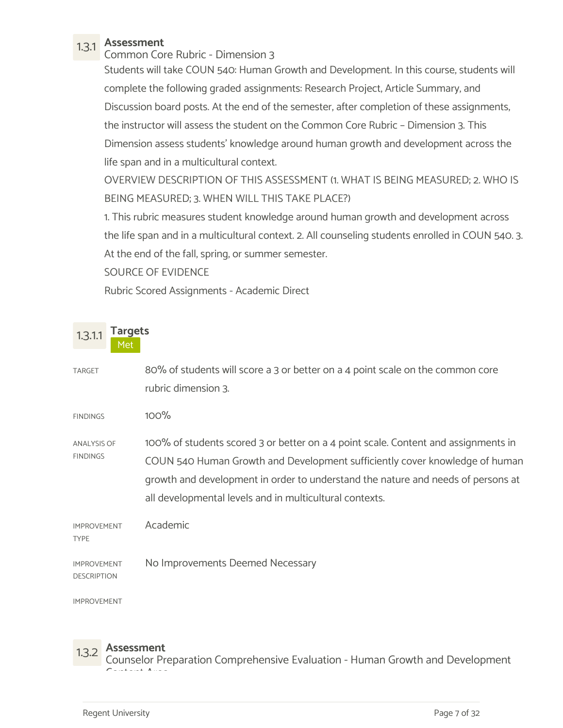### 1.3.1 Assessment

Common Core Rubric - Dimension 3

Students will take COUN 540: Human Growth and Development. In this course, students will complete the following graded assignments: Research Project, Article Summary, and Discussion board posts. At the end of the semester, after completion of these assignments, the instructor will assess the student on the Common Core Rubric – Dimension 3. This Dimension assess students' knowledge around human growth and development across the life span and in a multicultural context.

OVERVIEW DESCRIPTION OF THIS ASSESSMENT (1. WHAT IS BEING MEASURED; 2. WHO IS BEING MEASURED; 3. WHEN WILL THIS TAKE PLACE?)

1. This rubric measures student knowledge around human growth and development across the life span and in a multicultural context. 2. All counseling students enrolled in COUN 540. 3. At the end of the fall, spring, or summer semester.

SOURCE OF EVIDENCE

Rubric Scored Assignments - Academic Direct

#### 1.3.1.1 Targets

Met

| | |
|---|---|
| TARGET | 80% of students will score a 3 or better on a 4 point scale on the common core rubric dimension 3. |
| FINDINGS | 100% |
| ANALYSIS OF FINDINGS | 100% of students scored 3 or better on a 4 point scale. Content and assignments in COUN 540 Human Growth and Development sufficiently cover knowledge of human growth and development in order to understand the nature and needs of persons at all developmental levels and in multicultural contexts. |
| IMPROVEMENT TYPE | Academic |
| IMPROVEMENT DESCRIPTION | No Improvements Deemed Necessary |
| IMPROVEMENT | |

### 1.3.2 Assessment

Counselor Preparation Comprehensive Evaluation - Human Growth and Development Content Area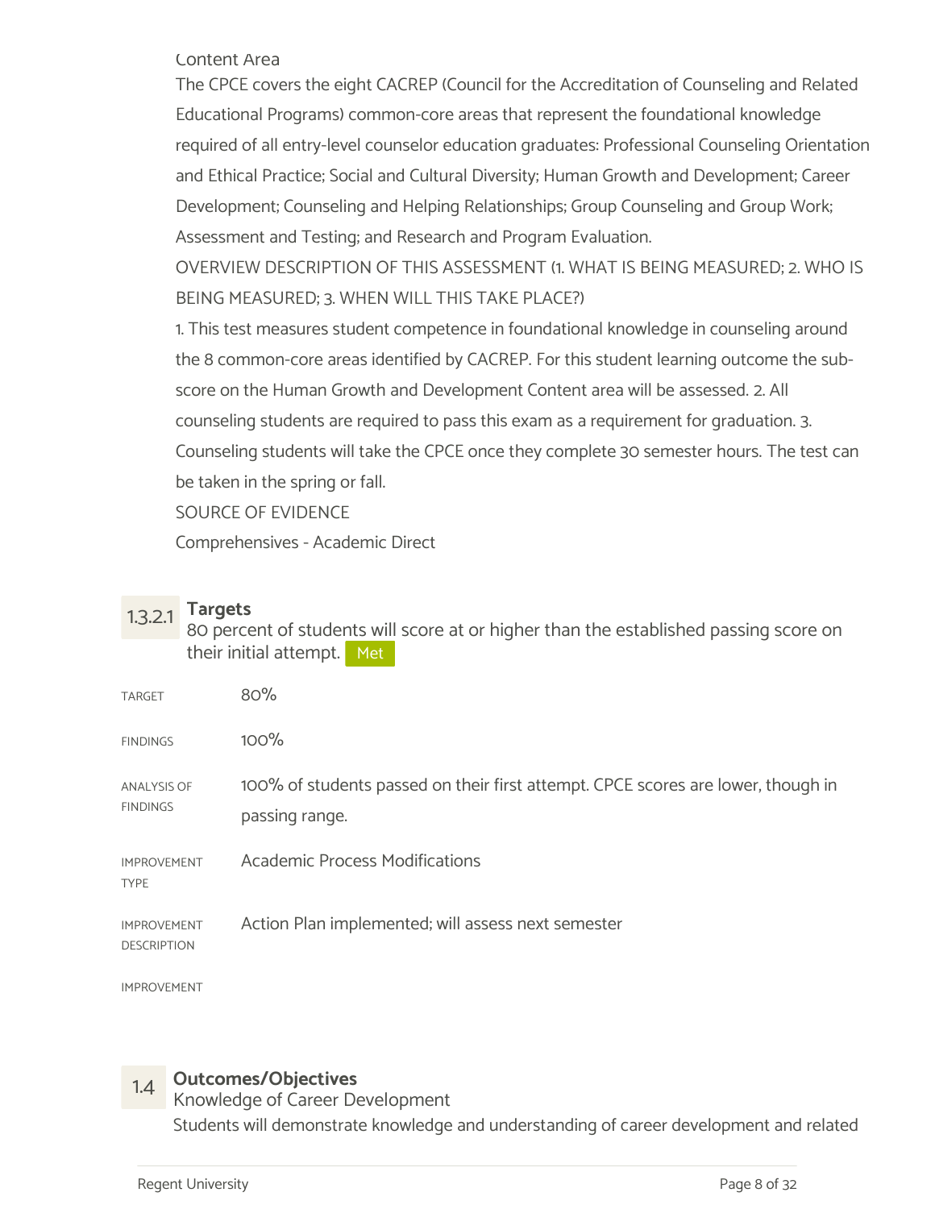Content Area

The CPCE covers the eight CACREP (Council for the Accreditation of Counseling and Related Educational Programs) common-core areas that represent the foundational knowledge required of all entry-level counselor education graduates: Professional Counseling Orientation and Ethical Practice; Social and Cultural Diversity; Human Growth and Development; Career Development; Counseling and Helping Relationships; Group Counseling and Group Work; Assessment and Testing; and Research and Program Evaluation.

OVERVIEW DESCRIPTION OF THIS ASSESSMENT (1. WHAT IS BEING MEASURED; 2. WHO IS BEING MEASURED; 3. WHEN WILL THIS TAKE PLACE?)

1. This test measures student competence in foundational knowledge in counseling around the 8 common-core areas identified by CACREP. For this student learning outcome the sub-score on the Human Growth and Development Content area will be assessed. 2. All counseling students are required to pass this exam as a requirement for graduation. 3. Counseling students will take the CPCE once they complete 30 semester hours. The test can be taken in the spring or fall.

SOURCE OF EVIDENCE

Comprehensives - Academic Direct

### 1.3.2.1 Targets

80 percent of students will score at or higher than the established passing score on their initial attempt. Met

| | |
|---|---|
| TARGET | 80% |
| FINDINGS | 100% |
| ANALYSIS OF FINDINGS | 100% of students passed on their first attempt. CPCE scores are lower, though in passing range. |
| IMPROVEMENT TYPE | Academic Process Modifications |
| IMPROVEMENT DESCRIPTION | Action Plan implemented; will assess next semester |
| IMPROVEMENT | |

## 1.4 Outcomes/Objectives

Knowledge of Career Development

Students will demonstrate knowledge and understanding of career development and related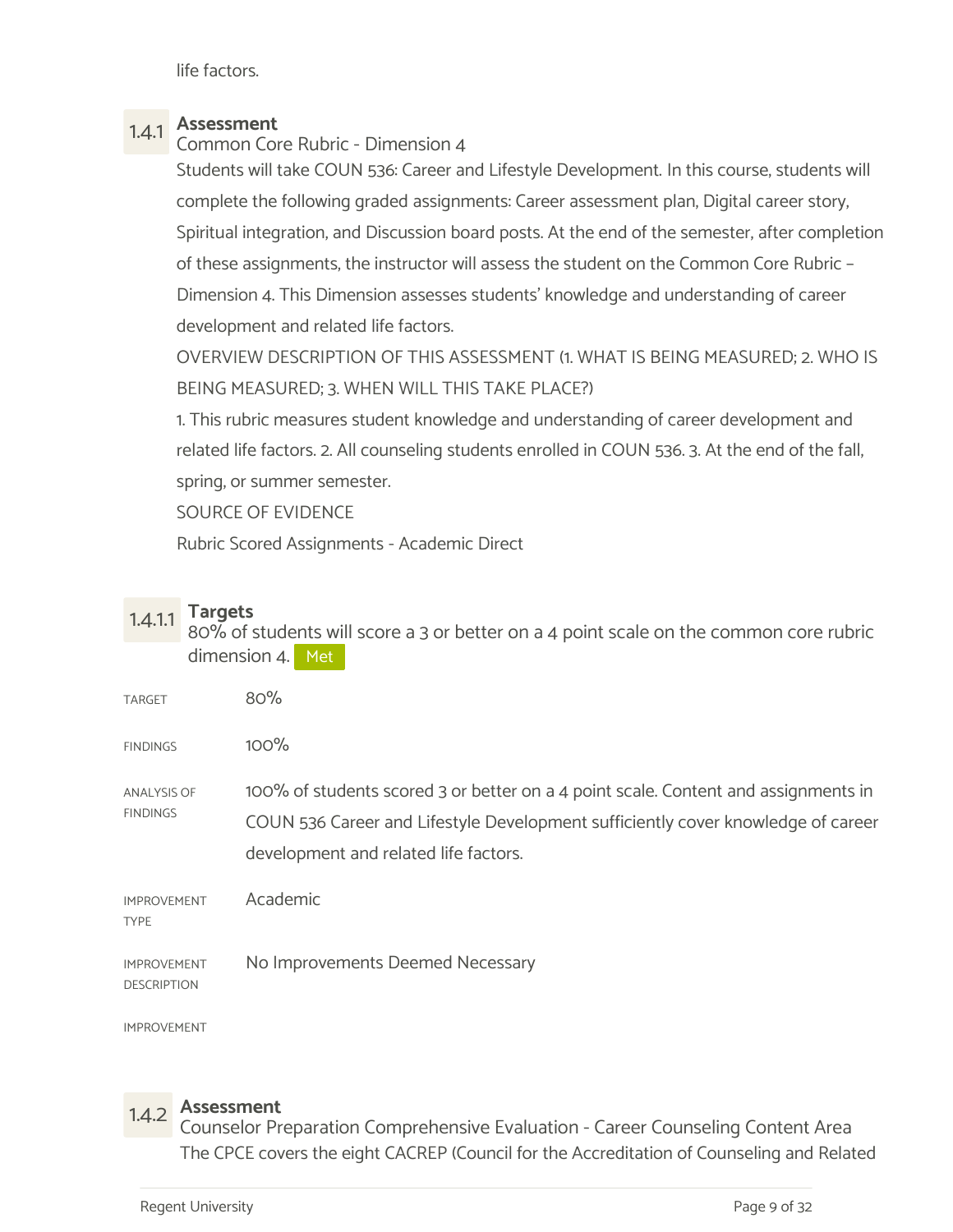life factors.

### 1.4.1 Assessment

Common Core Rubric - Dimension 4

Students will take COUN 536: Career and Lifestyle Development. In this course, students will complete the following graded assignments: Career assessment plan, Digital career story, Spiritual integration, and Discussion board posts. At the end of the semester, after completion of these assignments, the instructor will assess the student on the Common Core Rubric – Dimension 4. This Dimension assesses students' knowledge and understanding of career development and related life factors.

OVERVIEW DESCRIPTION OF THIS ASSESSMENT (1. WHAT IS BEING MEASURED; 2. WHO IS BEING MEASURED; 3. WHEN WILL THIS TAKE PLACE?)

1. This rubric measures student knowledge and understanding of career development and related life factors. 2. All counseling students enrolled in COUN 536. 3. At the end of the fall, spring, or summer semester.

SOURCE OF EVIDENCE

Rubric Scored Assignments - Academic Direct

#### 1.4.1.1 Targets

80% of students will score a 3 or better on a 4 point scale on the common core rubric dimension 4. Met

| | |
|---|---|
| TARGET | 80% |
| FINDINGS | 100% |
| ANALYSIS OF FINDINGS | 100% of students scored 3 or better on a 4 point scale. Content and assignments in COUN 536 Career and Lifestyle Development sufficiently cover knowledge of career development and related life factors. |
| IMPROVEMENT TYPE | Academic |
| IMPROVEMENT DESCRIPTION | No Improvements Deemed Necessary |
| IMPROVEMENT | |

### 1.4.2 Assessment

Counselor Preparation Comprehensive Evaluation - Career Counseling Content Area

The CPCE covers the eight CACREP (Council for the Accreditation of Counseling and Related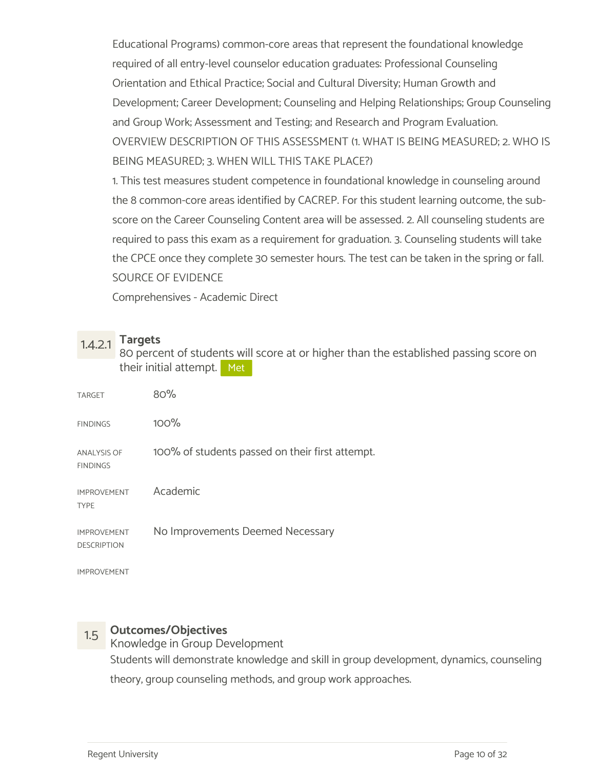Educational Programs) common-core areas that represent the foundational knowledge required of all entry-level counselor education graduates: Professional Counseling Orientation and Ethical Practice; Social and Cultural Diversity; Human Growth and Development; Career Development; Counseling and Helping Relationships; Group Counseling and Group Work; Assessment and Testing; and Research and Program Evaluation.

OVERVIEW DESCRIPTION OF THIS ASSESSMENT (1. WHAT IS BEING MEASURED; 2. WHO IS BEING MEASURED; 3. WHEN WILL THIS TAKE PLACE?)

1. This test measures student competence in foundational knowledge in counseling around the 8 common-core areas identified by CACREP. For this student learning outcome, the sub-score on the Career Counseling Content area will be assessed. 2. All counseling students are required to pass this exam as a requirement for graduation. 3. Counseling students will take the CPCE once they complete 30 semester hours. The test can be taken in the spring or fall.

SOURCE OF EVIDENCE

Comprehensives - Academic Direct

### 1.4.2.1 Targets

80 percent of students will score at or higher than the established passing score on their initial attempt. Met

| | |
|---|---|
| TARGET | 80% |
| FINDINGS | 100% |
| ANALYSIS OF FINDINGS | 100% of students passed on their first attempt. |
| IMPROVEMENT TYPE | Academic |
| IMPROVEMENT DESCRIPTION | No Improvements Deemed Necessary |
| IMPROVEMENT | |

## 1.5 Outcomes/Objectives

Knowledge in Group Development

Students will demonstrate knowledge and skill in group development, dynamics, counseling theory, group counseling methods, and group work approaches.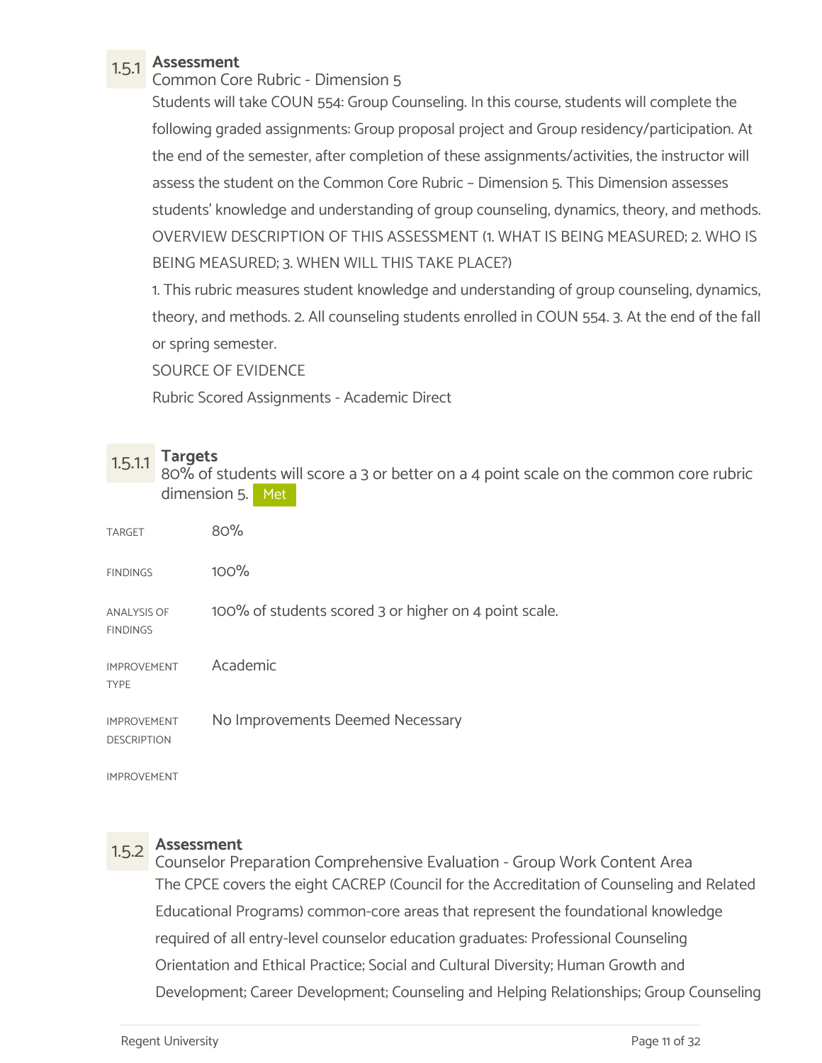### 1.5.1 Assessment

Common Core Rubric - Dimension 5

Students will take COUN 554: Group Counseling. In this course, students will complete the following graded assignments: Group proposal project and Group residency/participation. At the end of the semester, after completion of these assignments/activities, the instructor will assess the student on the Common Core Rubric – Dimension 5. This Dimension assesses students' knowledge and understanding of group counseling, dynamics, theory, and methods.

OVERVIEW DESCRIPTION OF THIS ASSESSMENT (1. WHAT IS BEING MEASURED; 2. WHO IS BEING MEASURED; 3. WHEN WILL THIS TAKE PLACE?)

1. This rubric measures student knowledge and understanding of group counseling, dynamics, theory, and methods. 2. All counseling students enrolled in COUN 554. 3. At the end of the fall or spring semester.

SOURCE OF EVIDENCE

Rubric Scored Assignments - Academic Direct

#### 1.5.1.1 Targets

80% of students will score a 3 or better on a 4 point scale on the common core rubric dimension 5. Met

| | |
|---|---|
| TARGET | 80% |
| FINDINGS | 100% |
| ANALYSIS OF FINDINGS | 100% of students scored 3 or higher on 4 point scale. |
| IMPROVEMENT TYPE | Academic |
| IMPROVEMENT DESCRIPTION | No Improvements Deemed Necessary |
| IMPROVEMENT | |

### 1.5.2 Assessment

Counselor Preparation Comprehensive Evaluation - Group Work Content Area

The CPCE covers the eight CACREP (Council for the Accreditation of Counseling and Related Educational Programs) common-core areas that represent the foundational knowledge required of all entry-level counselor education graduates: Professional Counseling Orientation and Ethical Practice; Social and Cultural Diversity; Human Growth and Development; Career Development; Counseling and Helping Relationships; Group Counseling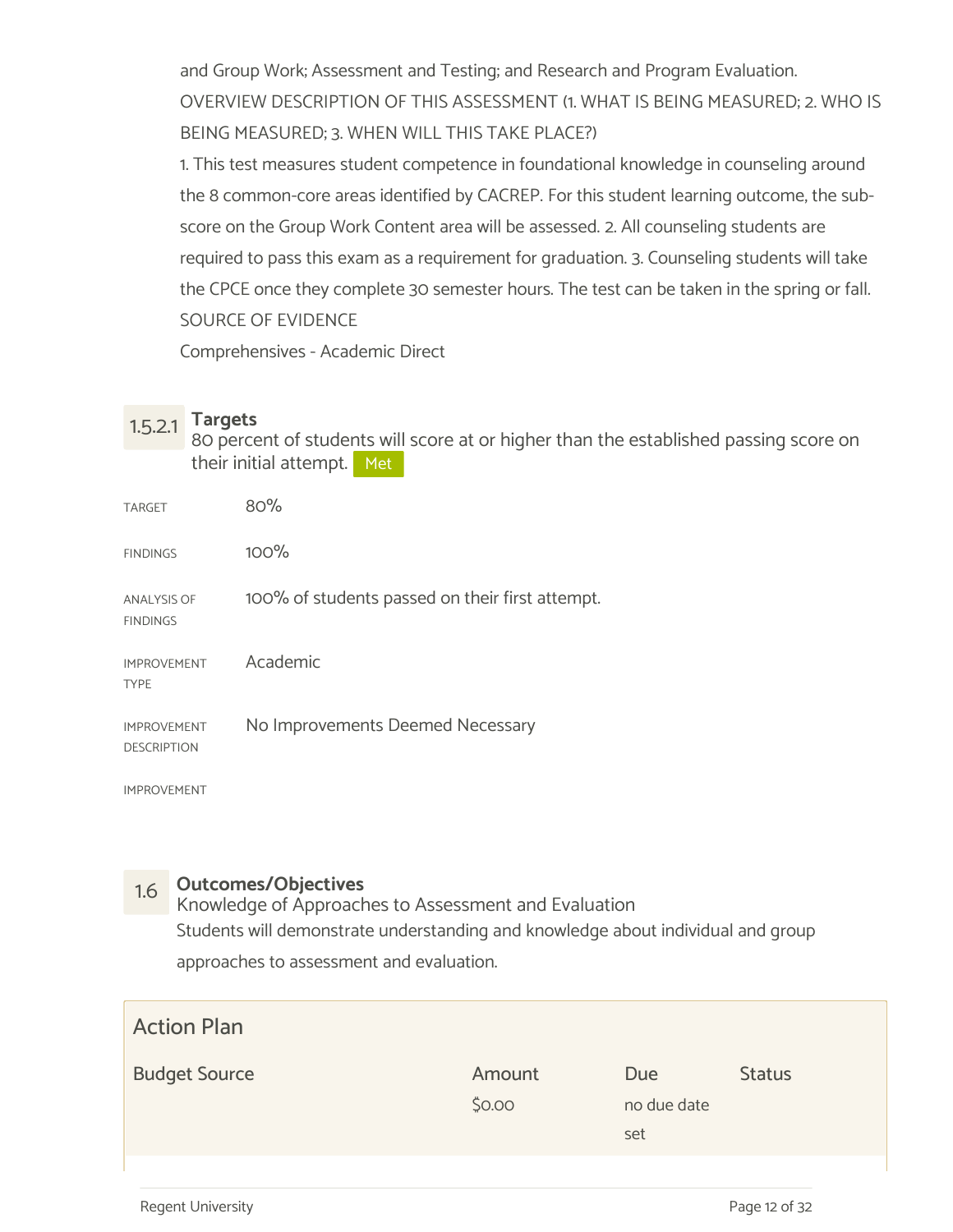and Group Work; Assessment and Testing; and Research and Program Evaluation.

OVERVIEW DESCRIPTION OF THIS ASSESSMENT (1. WHAT IS BEING MEASURED; 2. WHO IS BEING MEASURED; 3. WHEN WILL THIS TAKE PLACE?)

1. This test measures student competence in foundational knowledge in counseling around the 8 common-core areas identified by CACREP. For this student learning outcome, the sub-score on the Group Work Content area will be assessed. 2. All counseling students are required to pass this exam as a requirement for graduation. 3. Counseling students will take the CPCE once they complete 30 semester hours. The test can be taken in the spring or fall.

SOURCE OF EVIDENCE

Comprehensives - Academic Direct

### 1.5.2.1 Targets

80 percent of students will score at or higher than the established passing score on their initial attempt. Met

| | |
|---|---|
| TARGET | 80% |
| FINDINGS | 100% |
| ANALYSIS OF FINDINGS | 100% of students passed on their first attempt. |
| IMPROVEMENT TYPE | Academic |
| IMPROVEMENT DESCRIPTION | No Improvements Deemed Necessary |
| IMPROVEMENT | |

## 1.6 Outcomes/Objectives

Knowledge of Approaches to Assessment and Evaluation

Students will demonstrate understanding and knowledge about individual and group approaches to assessment and evaluation.

### Action Plan

| Budget Source | Amount | Due | Status |
|---|---|---|---|
| | $0.00 | no due date set | |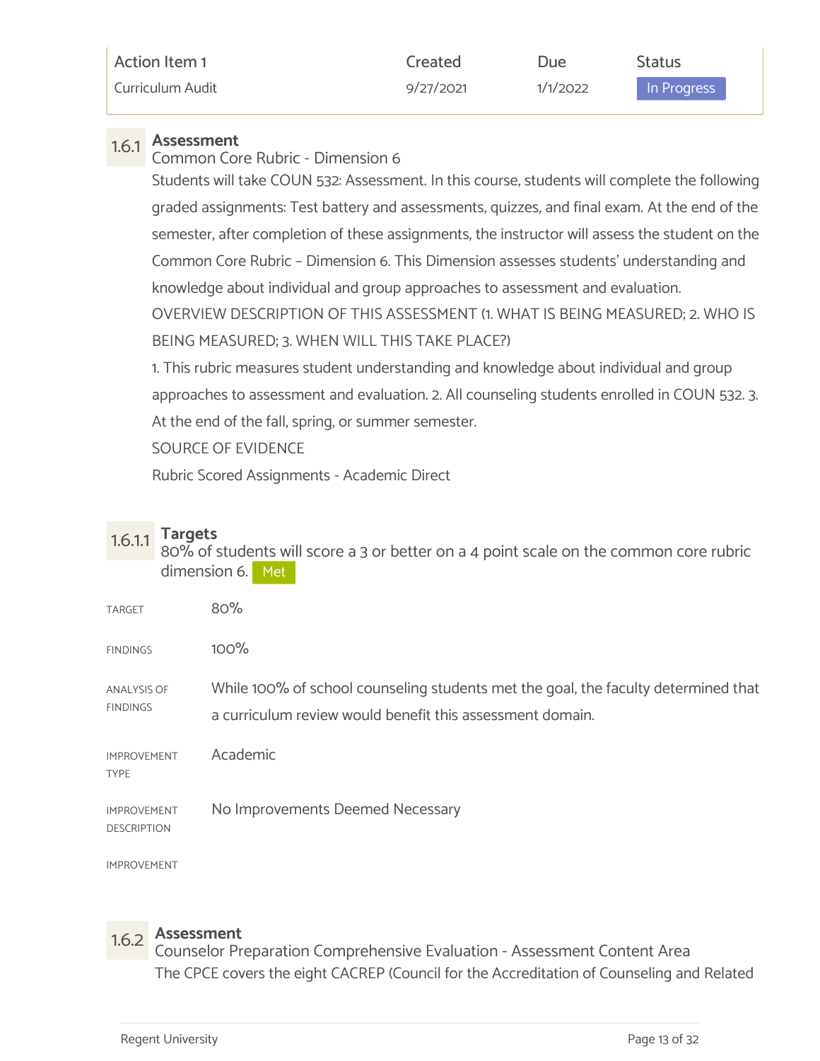| Action Item 1 | Created | Due | Status |
| --- | --- | --- | --- |
| Curriculum Audit | 9/27/2021 | 1/1/2022 | In Progress |

### 1.6.1 Assessment

Common Core Rubric - Dimension 6

Students will take COUN 532: Assessment. In this course, students will complete the following graded assignments: Test battery and assessments, quizzes, and final exam. At the end of the semester, after completion of these assignments, the instructor will assess the student on the Common Core Rubric – Dimension 6. This Dimension assesses students' understanding and knowledge about individual and group approaches to assessment and evaluation.

OVERVIEW DESCRIPTION OF THIS ASSESSMENT (1. WHAT IS BEING MEASURED; 2. WHO IS BEING MEASURED; 3. WHEN WILL THIS TAKE PLACE?)

1. This rubric measures student understanding and knowledge about individual and group approaches to assessment and evaluation. 2. All counseling students enrolled in COUN 532. 3. At the end of the fall, spring, or summer semester.

SOURCE OF EVIDENCE

Rubric Scored Assignments - Academic Direct

#### 1.6.1.1 Targets

80% of students will score a 3 or better on a 4 point scale on the common core rubric dimension 6. Met

| | |
| --- | --- |
| TARGET | 80% |
| FINDINGS | 100% |
| ANALYSIS OF FINDINGS | While 100% of school counseling students met the goal, the faculty determined that a curriculum review would benefit this assessment domain. |
| IMPROVEMENT TYPE | Academic |
| IMPROVEMENT DESCRIPTION | No Improvements Deemed Necessary |
| IMPROVEMENT | |

### 1.6.2 Assessment

Counselor Preparation Comprehensive Evaluation - Assessment Content Area

The CPCE covers the eight CACREP (Council for the Accreditation of Counseling and Related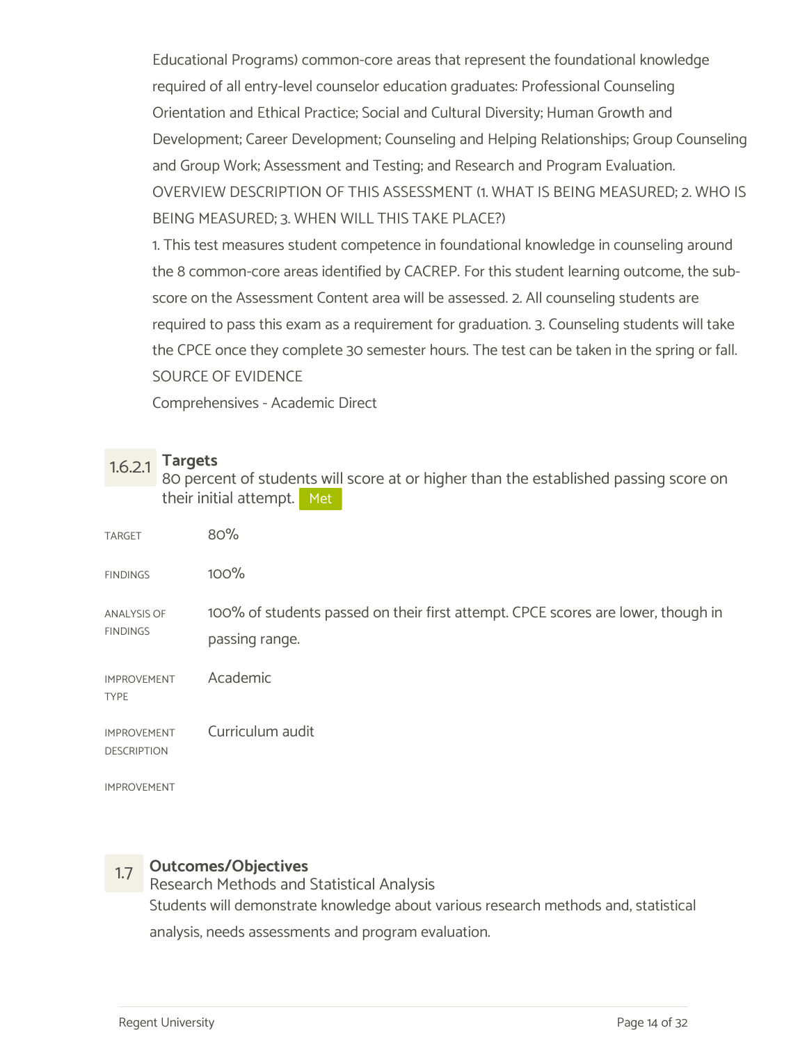Educational Programs) common-core areas that represent the foundational knowledge required of all entry-level counselor education graduates: Professional Counseling Orientation and Ethical Practice; Social and Cultural Diversity; Human Growth and Development; Career Development; Counseling and Helping Relationships; Group Counseling and Group Work; Assessment and Testing; and Research and Program Evaluation.

OVERVIEW DESCRIPTION OF THIS ASSESSMENT (1. WHAT IS BEING MEASURED; 2. WHO IS BEING MEASURED; 3. WHEN WILL THIS TAKE PLACE?)

1. This test measures student competence in foundational knowledge in counseling around the 8 common-core areas identified by CACREP. For this student learning outcome, the sub-score on the Assessment Content area will be assessed. 2. All counseling students are required to pass this exam as a requirement for graduation. 3. Counseling students will take the CPCE once they complete 30 semester hours. The test can be taken in the spring or fall.

SOURCE OF EVIDENCE

Comprehensives - Academic Direct

### 1.6.2.1 Targets

80 percent of students will score at or higher than the established passing score on their initial attempt. Met

| | |
|---|---|
| TARGET | 80% |
| FINDINGS | 100% |
| ANALYSIS OF FINDINGS | 100% of students passed on their first attempt. CPCE scores are lower, though in passing range. |
| IMPROVEMENT TYPE | Academic |
| IMPROVEMENT DESCRIPTION | Curriculum audit |
| IMPROVEMENT | |

## 1.7 Outcomes/Objectives

Research Methods and Statistical Analysis

Students will demonstrate knowledge about various research methods and, statistical analysis, needs assessments and program evaluation.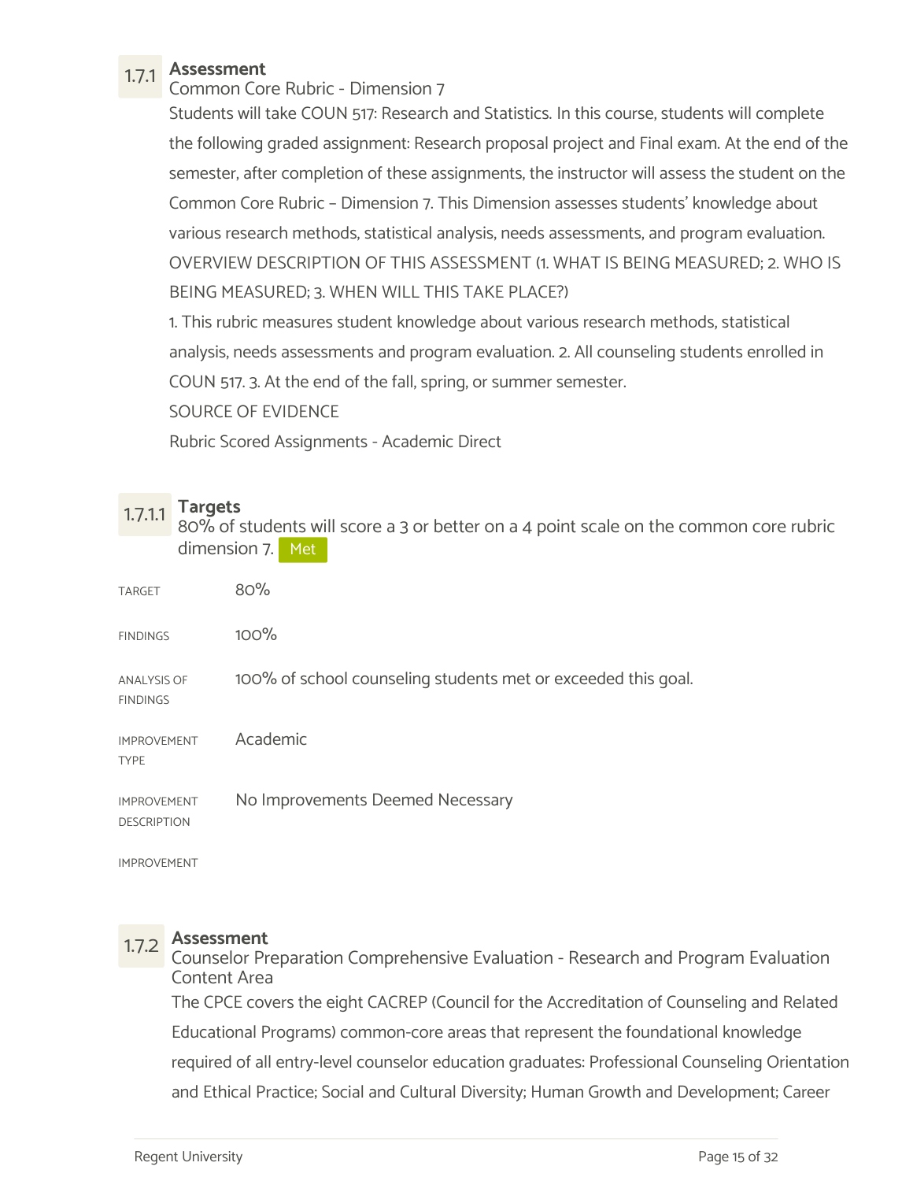### 1.7.1 Assessment

Common Core Rubric - Dimension 7

Students will take COUN 517: Research and Statistics. In this course, students will complete the following graded assignment: Research proposal project and Final exam. At the end of the semester, after completion of these assignments, the instructor will assess the student on the Common Core Rubric – Dimension 7. This Dimension assesses students' knowledge about various research methods, statistical analysis, needs assessments, and program evaluation.

OVERVIEW DESCRIPTION OF THIS ASSESSMENT (1. WHAT IS BEING MEASURED; 2. WHO IS BEING MEASURED; 3. WHEN WILL THIS TAKE PLACE?)

1. This rubric measures student knowledge about various research methods, statistical analysis, needs assessments and program evaluation. 2. All counseling students enrolled in COUN 517. 3. At the end of the fall, spring, or summer semester.

SOURCE OF EVIDENCE

Rubric Scored Assignments - Academic Direct

#### 1.7.1.1 Targets

80% of students will score a 3 or better on a 4 point scale on the common core rubric dimension 7. Met

| | |
|---|---|
| TARGET | 80% |
| FINDINGS | 100% |
| ANALYSIS OF FINDINGS | 100% of school counseling students met or exceeded this goal. |
| IMPROVEMENT TYPE | Academic |
| IMPROVEMENT DESCRIPTION | No Improvements Deemed Necessary |
| IMPROVEMENT | |

### 1.7.2 Assessment

Counselor Preparation Comprehensive Evaluation - Research and Program Evaluation Content Area

The CPCE covers the eight CACREP (Council for the Accreditation of Counseling and Related Educational Programs) common-core areas that represent the foundational knowledge required of all entry-level counselor education graduates: Professional Counseling Orientation and Ethical Practice; Social and Cultural Diversity; Human Growth and Development; Career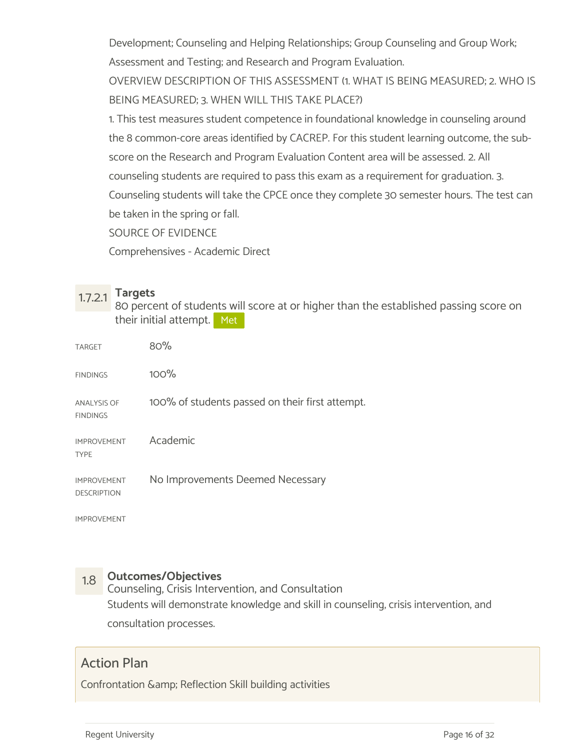Development; Counseling and Helping Relationships; Group Counseling and Group Work; Assessment and Testing; and Research and Program Evaluation.

OVERVIEW DESCRIPTION OF THIS ASSESSMENT (1. WHAT IS BEING MEASURED; 2. WHO IS BEING MEASURED; 3. WHEN WILL THIS TAKE PLACE?)

1. This test measures student competence in foundational knowledge in counseling around the 8 common-core areas identified by CACREP. For this student learning outcome, the sub-score on the Research and Program Evaluation Content area will be assessed. 2. All counseling students are required to pass this exam as a requirement for graduation. 3. Counseling students will take the CPCE once they complete 30 semester hours. The test can be taken in the spring or fall.

SOURCE OF EVIDENCE

Comprehensives - Academic Direct

### 1.7.2.1 Targets

80 percent of students will score at or higher than the established passing score on their initial attempt. Met

| | |
|---|---|
| TARGET | 80% |
| FINDINGS | 100% |
| ANALYSIS OF FINDINGS | 100% of students passed on their first attempt. |
| IMPROVEMENT TYPE | Academic |
| IMPROVEMENT DESCRIPTION | No Improvements Deemed Necessary |
| IMPROVEMENT | |

## 1.8 Outcomes/Objectives

Counseling, Crisis Intervention, and Consultation

Students will demonstrate knowledge and skill in counseling, crisis intervention, and consultation processes.

### Action Plan

Confrontation &amp; Reflection Skill building activities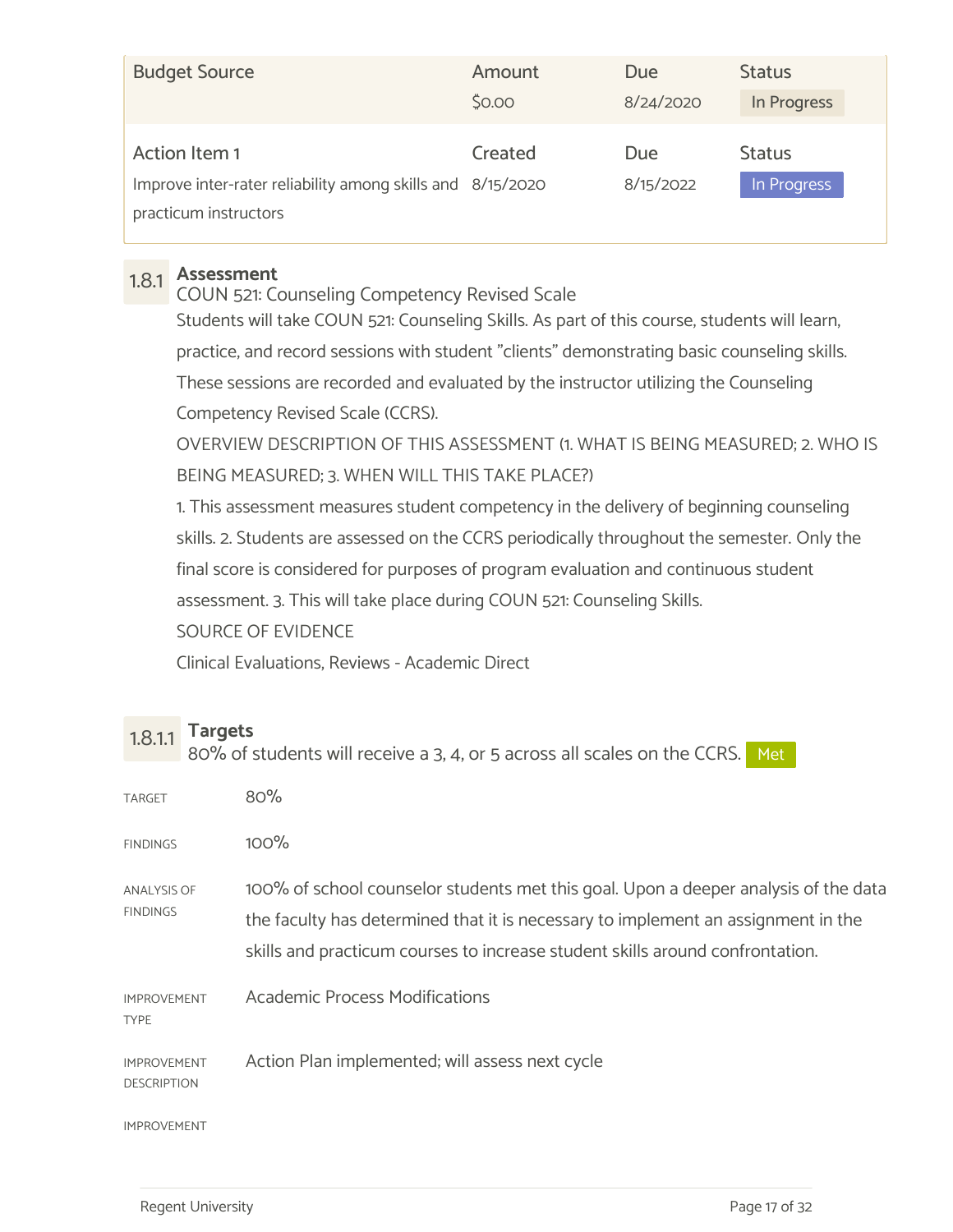| Budget Source | Amount | Due | Status |
|---|---|---|---|
| | $0.00 | 8/24/2020 | In Progress |
| **Action Item 1** | **Created** | **Due** | **Status** |
| Improve inter-rater reliability among skills and practicum instructors | 8/15/2020 | 8/15/2022 | In Progress |

## 1.8.1 Assessment

COUN 521: Counseling Competency Revised Scale

Students will take COUN 521: Counseling Skills. As part of this course, students will learn, practice, and record sessions with student "clients" demonstrating basic counseling skills. These sessions are recorded and evaluated by the instructor utilizing the Counseling Competency Revised Scale (CCRS).

OVERVIEW DESCRIPTION OF THIS ASSESSMENT (1. WHAT IS BEING MEASURED; 2. WHO IS BEING MEASURED; 3. WHEN WILL THIS TAKE PLACE?)

1. This assessment measures student competency in the delivery of beginning counseling skills. 2. Students are assessed on the CCRS periodically throughout the semester. Only the final score is considered for purposes of program evaluation and continuous student assessment. 3. This will take place during COUN 521: Counseling Skills.

SOURCE OF EVIDENCE

Clinical Evaluations, Reviews - Academic Direct

### 1.8.1.1 Targets

80% of students will receive a 3, 4, or 5 across all scales on the CCRS. Met

| | |
|---|---|
| TARGET | 80% |
| FINDINGS | 100% |
| ANALYSIS OF FINDINGS | 100% of school counselor students met this goal. Upon a deeper analysis of the data the faculty has determined that it is necessary to implement an assignment in the skills and practicum courses to increase student skills around confrontation. |
| IMPROVEMENT TYPE | Academic Process Modifications |
| IMPROVEMENT DESCRIPTION | Action Plan implemented; will assess next cycle |
| IMPROVEMENT | |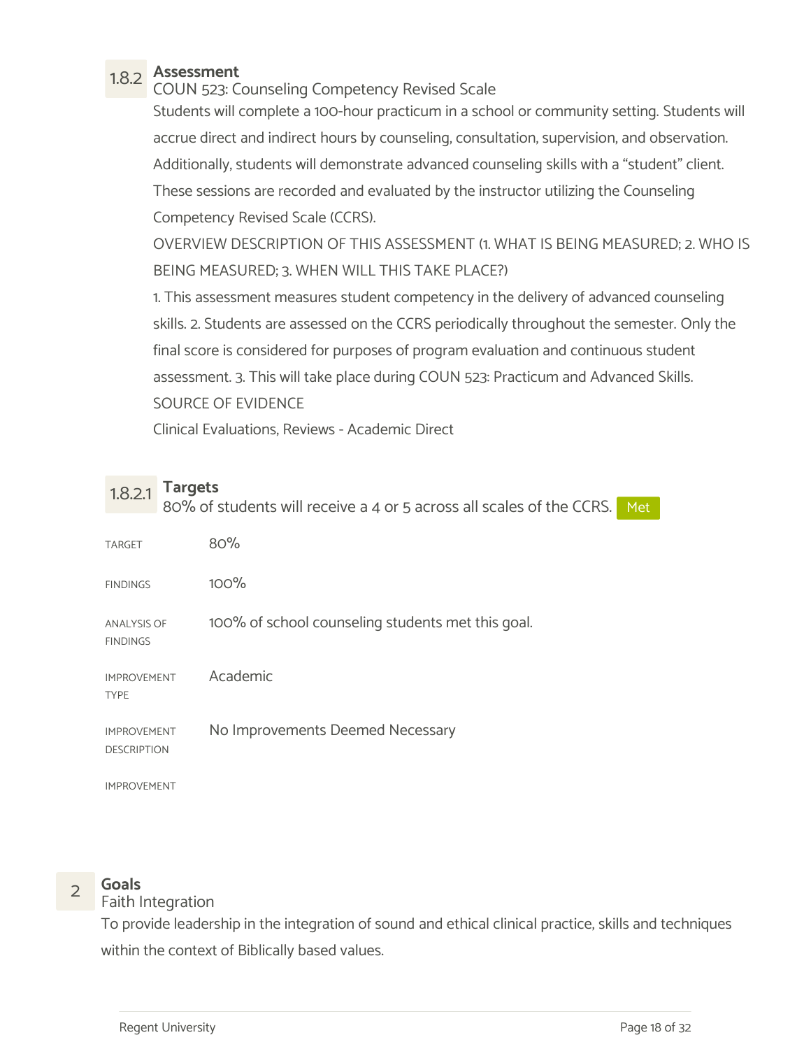### 1.8.2 Assessment

COUN 523: Counseling Competency Revised Scale

Students will complete a 100-hour practicum in a school or community setting. Students will accrue direct and indirect hours by counseling, consultation, supervision, and observation. Additionally, students will demonstrate advanced counseling skills with a "student" client. These sessions are recorded and evaluated by the instructor utilizing the Counseling Competency Revised Scale (CCRS).

OVERVIEW DESCRIPTION OF THIS ASSESSMENT (1. WHAT IS BEING MEASURED; 2. WHO IS BEING MEASURED; 3. WHEN WILL THIS TAKE PLACE?)

1. This assessment measures student competency in the delivery of advanced counseling skills. 2. Students are assessed on the CCRS periodically throughout the semester. Only the final score is considered for purposes of program evaluation and continuous student assessment. 3. This will take place during COUN 523: Practicum and Advanced Skills.

SOURCE OF EVIDENCE

Clinical Evaluations, Reviews - Academic Direct

#### 1.8.2.1 Targets

80% of students will receive a 4 or 5 across all scales of the CCRS. Met

| | |
|---|---|
| TARGET | 80% |
| FINDINGS | 100% |
| ANALYSIS OF FINDINGS | 100% of school counseling students met this goal. |
| IMPROVEMENT TYPE | Academic |
| IMPROVEMENT DESCRIPTION | No Improvements Deemed Necessary |
| IMPROVEMENT | |

## 2 Goals

Faith Integration

To provide leadership in the integration of sound and ethical clinical practice, skills and techniques within the context of Biblically based values.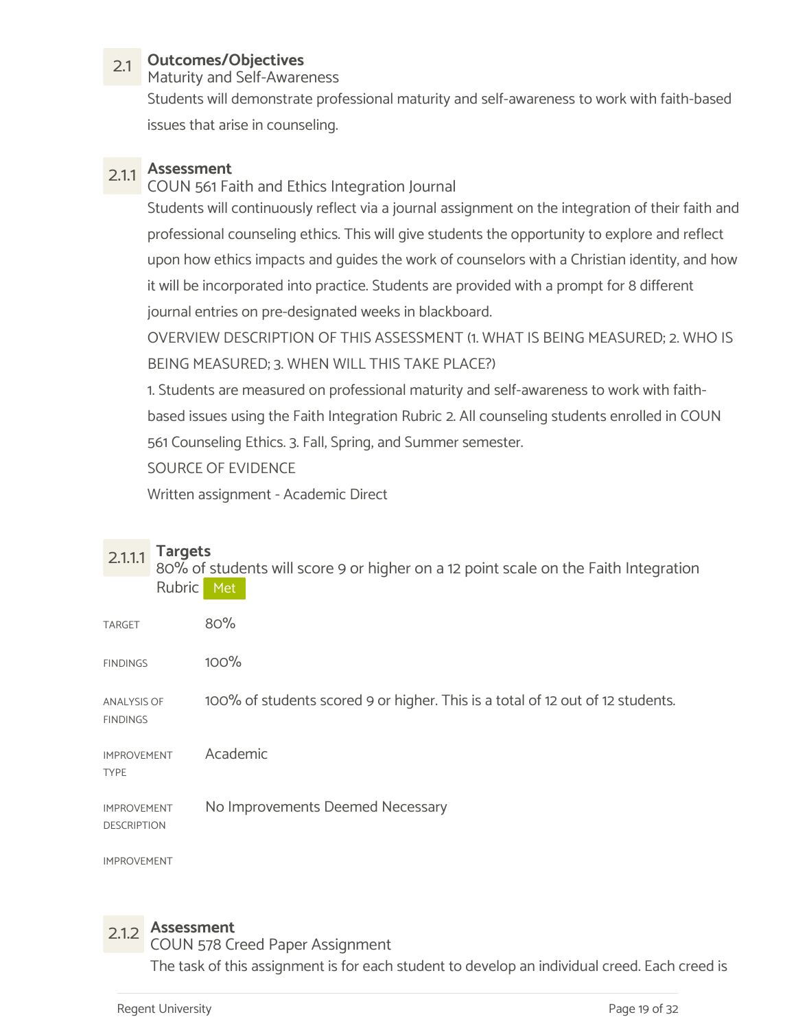## 2.1 Outcomes/Objectives

Maturity and Self-Awareness

Students will demonstrate professional maturity and self-awareness to work with faith-based issues that arise in counseling.

### 2.1.1 Assessment

COUN 561 Faith and Ethics Integration Journal

Students will continuously reflect via a journal assignment on the integration of their faith and professional counseling ethics. This will give students the opportunity to explore and reflect upon how ethics impacts and guides the work of counselors with a Christian identity, and how it will be incorporated into practice. Students are provided with a prompt for 8 different journal entries on pre-designated weeks in blackboard.

OVERVIEW DESCRIPTION OF THIS ASSESSMENT (1. WHAT IS BEING MEASURED; 2. WHO IS BEING MEASURED; 3. WHEN WILL THIS TAKE PLACE?)

1. Students are measured on professional maturity and self-awareness to work with faith-based issues using the Faith Integration Rubric 2. All counseling students enrolled in COUN 561 Counseling Ethics. 3. Fall, Spring, and Summer semester.

SOURCE OF EVIDENCE

Written assignment - Academic Direct

#### 2.1.1.1 Targets

80% of students will score 9 or higher on a 12 point scale on the Faith Integration Rubric Met

| | |
|---|---|
| TARGET | 80% |
| FINDINGS | 100% |
| ANALYSIS OF FINDINGS | 100% of students scored 9 or higher. This is a total of 12 out of 12 students. |
| IMPROVEMENT TYPE | Academic |
| IMPROVEMENT DESCRIPTION | No Improvements Deemed Necessary |
| IMPROVEMENT | |

### 2.1.2 Assessment

COUN 578 Creed Paper Assignment

The task of this assignment is for each student to develop an individual creed. Each creed is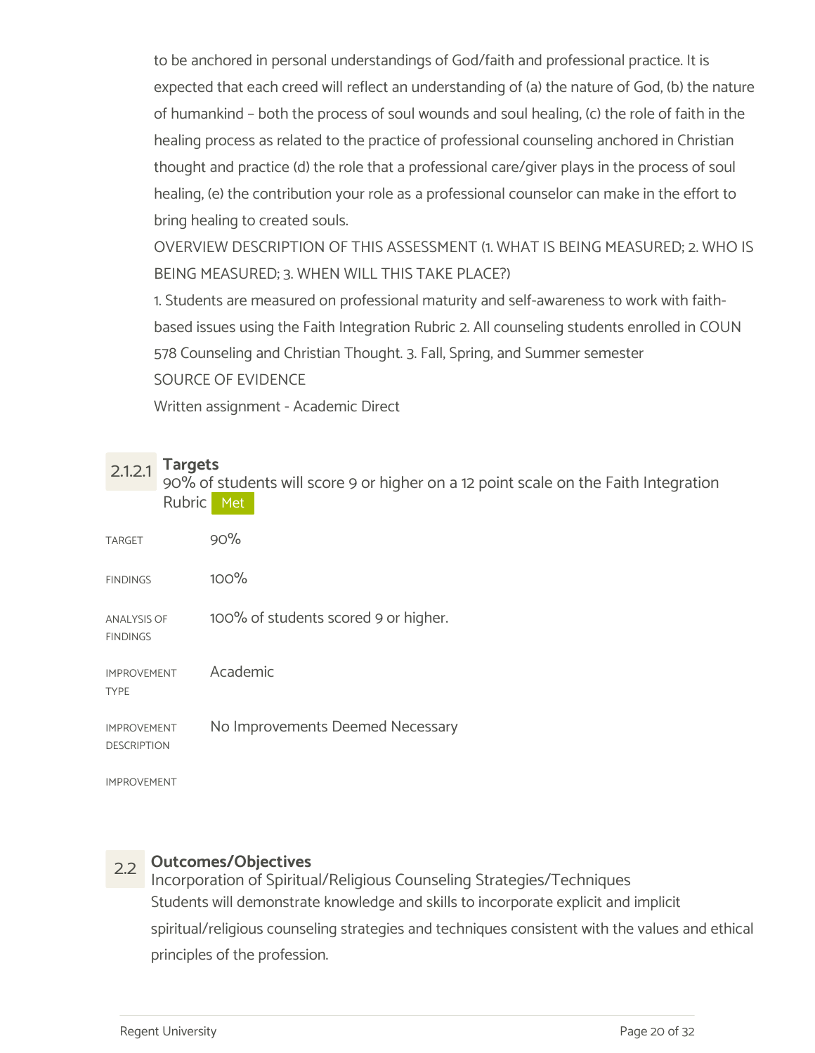to be anchored in personal understandings of God/faith and professional practice. It is expected that each creed will reflect an understanding of (a) the nature of God, (b) the nature of humankind – both the process of soul wounds and soul healing, (c) the role of faith in the healing process as related to the practice of professional counseling anchored in Christian thought and practice (d) the role that a professional care/giver plays in the process of soul healing, (e) the contribution your role as a professional counselor can make in the effort to bring healing to created souls.

OVERVIEW DESCRIPTION OF THIS ASSESSMENT (1. WHAT IS BEING MEASURED; 2. WHO IS BEING MEASURED; 3. WHEN WILL THIS TAKE PLACE?)

1. Students are measured on professional maturity and self-awareness to work with faith-based issues using the Faith Integration Rubric 2. All counseling students enrolled in COUN 578 Counseling and Christian Thought. 3. Fall, Spring, and Summer semester

SOURCE OF EVIDENCE

Written assignment - Academic Direct

### 2.1.2.1 Targets

90% of students will score 9 or higher on a 12 point scale on the Faith Integration Rubric **Met**

| | |
|---|---|
| TARGET | 90% |
| FINDINGS | 100% |
| ANALYSIS OF FINDINGS | 100% of students scored 9 or higher. |
| IMPROVEMENT TYPE | Academic |
| IMPROVEMENT DESCRIPTION | No Improvements Deemed Necessary |
| IMPROVEMENT | |

## 2.2 Outcomes/Objectives

Incorporation of Spiritual/Religious Counseling Strategies/Techniques

Students will demonstrate knowledge and skills to incorporate explicit and implicit spiritual/religious counseling strategies and techniques consistent with the values and ethical principles of the profession.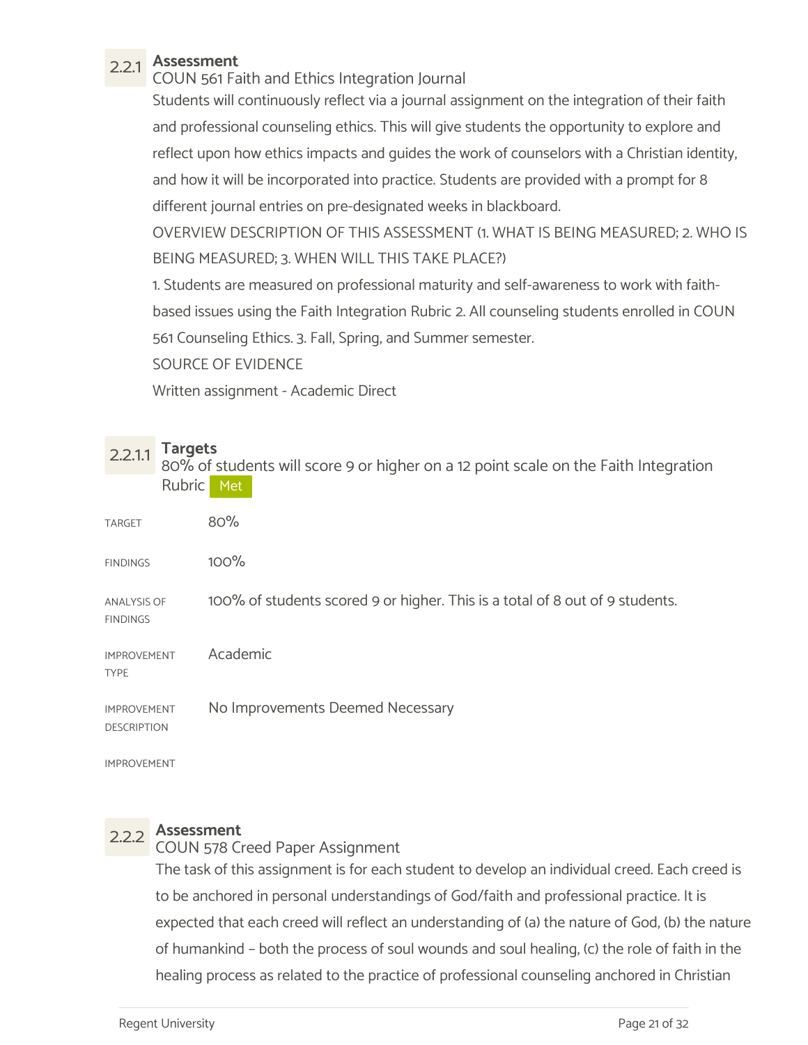### 2.2.1 Assessment

COUN 561 Faith and Ethics Integration Journal

Students will continuously reflect via a journal assignment on the integration of their faith and professional counseling ethics. This will give students the opportunity to explore and reflect upon how ethics impacts and guides the work of counselors with a Christian identity, and how it will be incorporated into practice. Students are provided with a prompt for 8 different journal entries on pre-designated weeks in blackboard.

OVERVIEW DESCRIPTION OF THIS ASSESSMENT (1. WHAT IS BEING MEASURED; 2. WHO IS BEING MEASURED; 3. WHEN WILL THIS TAKE PLACE?)

1. Students are measured on professional maturity and self-awareness to work with faith-based issues using the Faith Integration Rubric 2. All counseling students enrolled in COUN 561 Counseling Ethics. 3. Fall, Spring, and Summer semester.

SOURCE OF EVIDENCE

Written assignment - Academic Direct

#### 2.2.1.1 Targets

80% of students will score 9 or higher on a 12 point scale on the Faith Integration Rubric **Met**

| | |
|---|---|
| TARGET | 80% |
| FINDINGS | 100% |
| ANALYSIS OF FINDINGS | 100% of students scored 9 or higher. This is a total of 8 out of 9 students. |
| IMPROVEMENT TYPE | Academic |
| IMPROVEMENT DESCRIPTION | No Improvements Deemed Necessary |
| IMPROVEMENT | |

### 2.2.2 Assessment

COUN 578 Creed Paper Assignment

The task of this assignment is for each student to develop an individual creed. Each creed is to be anchored in personal understandings of God/faith and professional practice. It is expected that each creed will reflect an understanding of (a) the nature of God, (b) the nature of humankind – both the process of soul wounds and soul healing, (c) the role of faith in the healing process as related to the practice of professional counseling anchored in Christian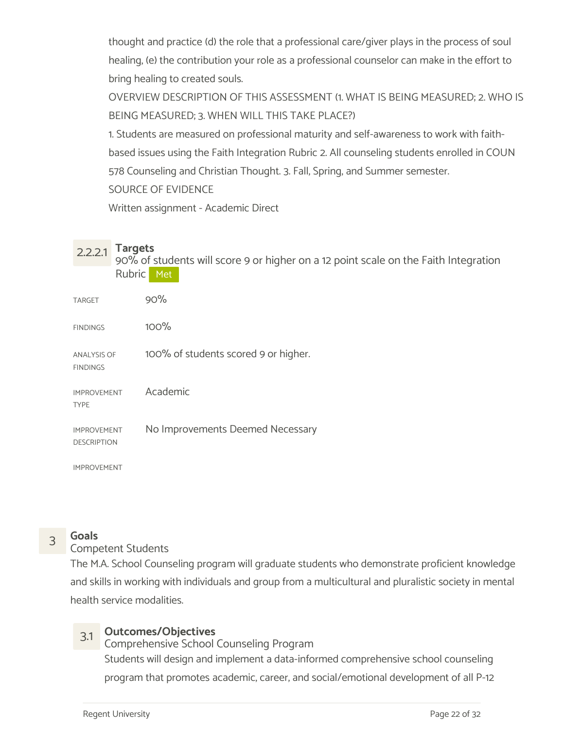thought and practice (d) the role that a professional care/giver plays in the process of soul healing, (e) the contribution your role as a professional counselor can make in the effort to bring healing to created souls.

OVERVIEW DESCRIPTION OF THIS ASSESSMENT (1. WHAT IS BEING MEASURED; 2. WHO IS BEING MEASURED; 3. WHEN WILL THIS TAKE PLACE?)

1. Students are measured on professional maturity and self-awareness to work with faith-based issues using the Faith Integration Rubric 2. All counseling students enrolled in COUN 578 Counseling and Christian Thought. 3. Fall, Spring, and Summer semester.

SOURCE OF EVIDENCE

Written assignment - Academic Direct

#### 2.2.2.1 Targets

90% of students will score 9 or higher on a 12 point scale on the Faith Integration Rubric **Met**

| | |
|---|---|
| TARGET | 90% |
| FINDINGS | 100% |
| ANALYSIS OF FINDINGS | 100% of students scored 9 or higher. |
| IMPROVEMENT TYPE | Academic |
| IMPROVEMENT DESCRIPTION | No Improvements Deemed Necessary |
| IMPROVEMENT | |

## 3 Goals

Competent Students

The M.A. School Counseling program will graduate students who demonstrate proficient knowledge and skills in working with individuals and group from a multicultural and pluralistic society in mental health service modalities.

### 3.1 Outcomes/Objectives

Comprehensive School Counseling Program

Students will design and implement a data-informed comprehensive school counseling program that promotes academic, career, and social/emotional development of all P-12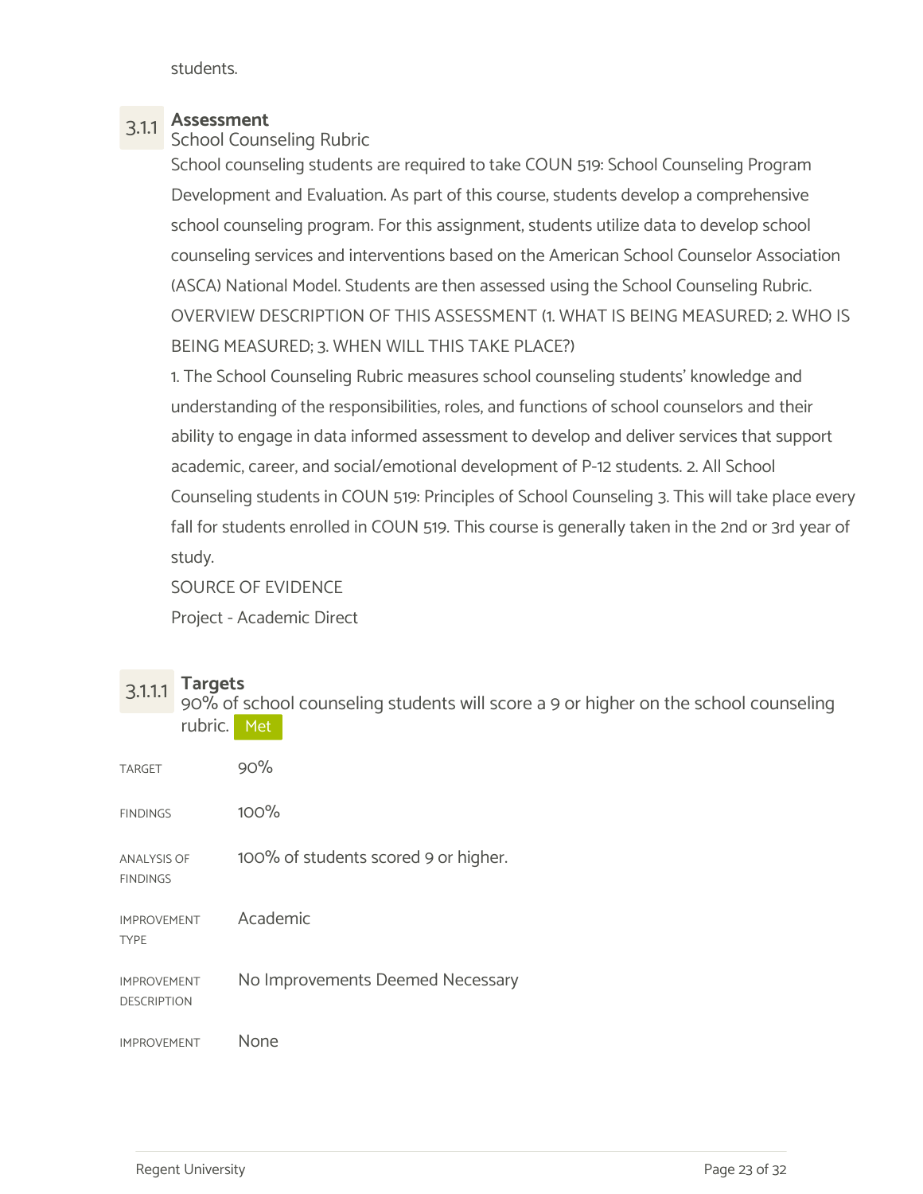students.

### 3.1.1 Assessment

School Counseling Rubric

School counseling students are required to take COUN 519: School Counseling Program Development and Evaluation. As part of this course, students develop a comprehensive school counseling program. For this assignment, students utilize data to develop school counseling services and interventions based on the American School Counselor Association (ASCA) National Model. Students are then assessed using the School Counseling Rubric.

OVERVIEW DESCRIPTION OF THIS ASSESSMENT (1. WHAT IS BEING MEASURED; 2. WHO IS BEING MEASURED; 3. WHEN WILL THIS TAKE PLACE?)

1. The School Counseling Rubric measures school counseling students' knowledge and understanding of the responsibilities, roles, and functions of school counselors and their ability to engage in data informed assessment to develop and deliver services that support academic, career, and social/emotional development of P-12 students. 2. All School Counseling students in COUN 519: Principles of School Counseling 3. This will take place every fall for students enrolled in COUN 519. This course is generally taken in the 2nd or 3rd year of study.

SOURCE OF EVIDENCE

Project - Academic Direct

#### 3.1.1.1 Targets

90% of school counseling students will score a 9 or higher on the school counseling rubric. Met

| | |
|---|---|
| TARGET | 90% |
| FINDINGS | 100% |
| ANALYSIS OF FINDINGS | 100% of students scored 9 or higher. |
| IMPROVEMENT TYPE | Academic |
| IMPROVEMENT DESCRIPTION | No Improvements Deemed Necessary |
| IMPROVEMENT | None |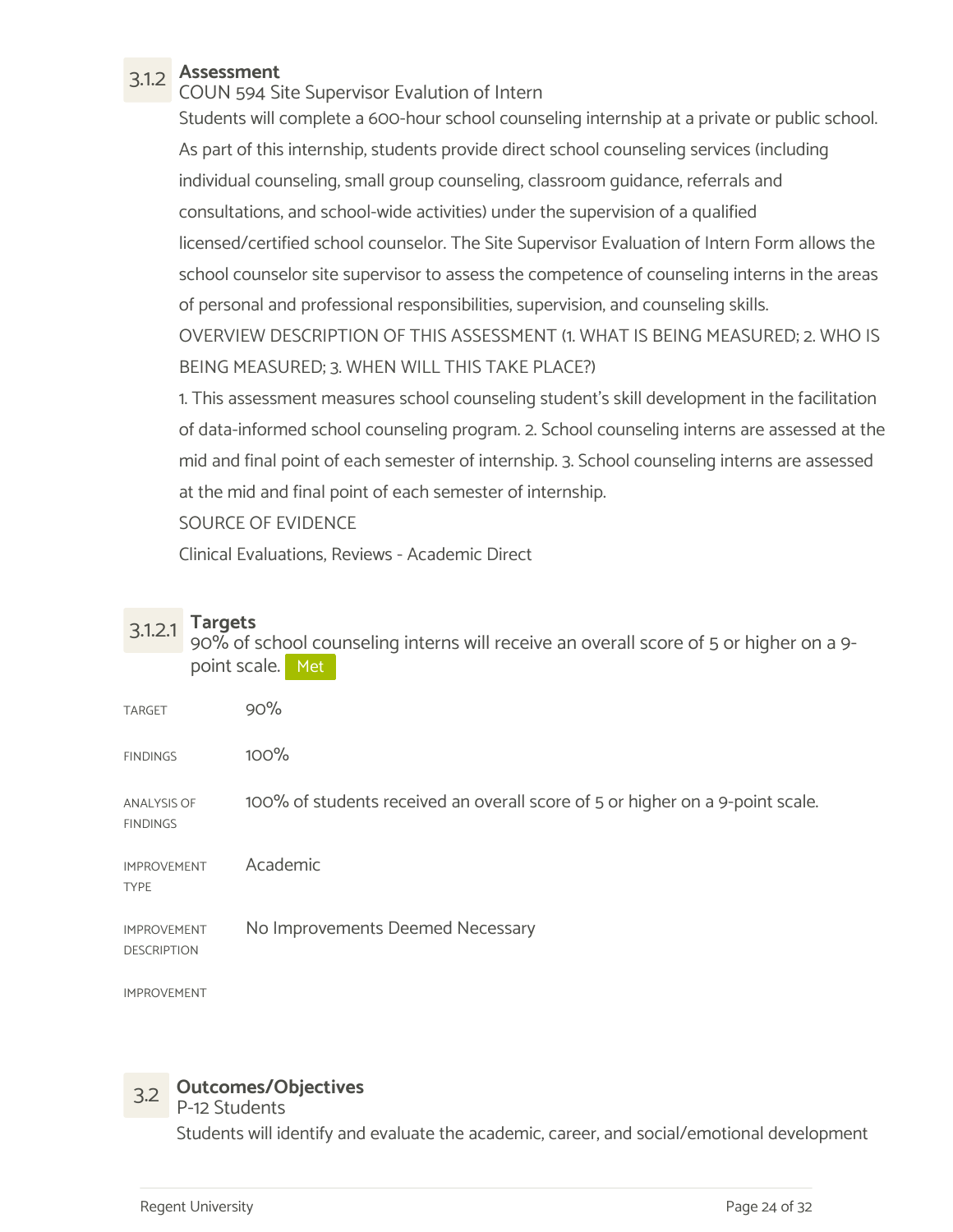### 3.1.2 Assessment

COUN 594 Site Supervisor Evalution of Intern

Students will complete a 600-hour school counseling internship at a private or public school. As part of this internship, students provide direct school counseling services (including individual counseling, small group counseling, classroom guidance, referrals and consultations, and school-wide activities) under the supervision of a qualified licensed/certified school counselor. The Site Supervisor Evaluation of Intern Form allows the school counselor site supervisor to assess the competence of counseling interns in the areas of personal and professional responsibilities, supervision, and counseling skills.

OVERVIEW DESCRIPTION OF THIS ASSESSMENT (1. WHAT IS BEING MEASURED; 2. WHO IS BEING MEASURED; 3. WHEN WILL THIS TAKE PLACE?)

1. This assessment measures school counseling student's skill development in the facilitation of data-informed school counseling program. 2. School counseling interns are assessed at the mid and final point of each semester of internship. 3. School counseling interns are assessed at the mid and final point of each semester of internship.

SOURCE OF EVIDENCE

Clinical Evaluations, Reviews - Academic Direct

#### 3.1.2.1 Targets

90% of school counseling interns will receive an overall score of 5 or higher on a 9-point scale. Met

| | |
|---|---|
| TARGET | 90% |
| FINDINGS | 100% |
| ANALYSIS OF FINDINGS | 100% of students received an overall score of 5 or higher on a 9-point scale. |
| IMPROVEMENT TYPE | Academic |
| IMPROVEMENT DESCRIPTION | No Improvements Deemed Necessary |
| IMPROVEMENT | |

### 3.2 Outcomes/Objectives

P-12 Students

Students will identify and evaluate the academic, career, and social/emotional development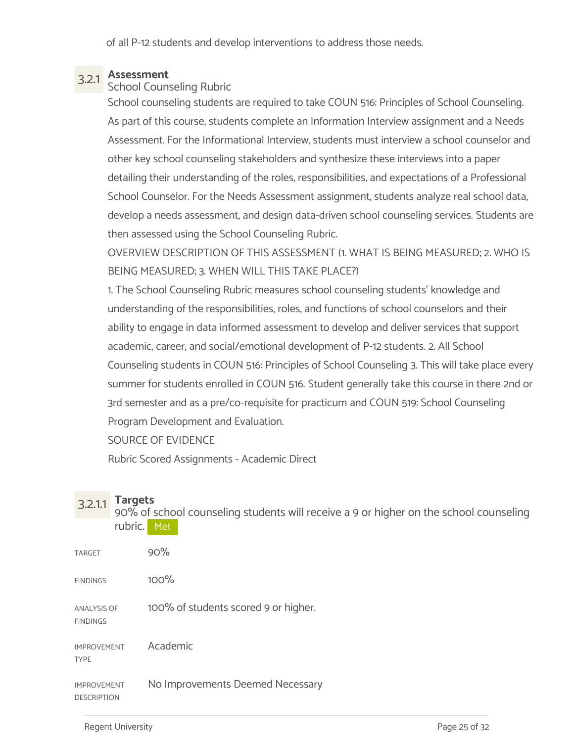of all P-12 students and develop interventions to address those needs.

### 3.2.1 Assessment

School Counseling Rubric

School counseling students are required to take COUN 516: Principles of School Counseling. As part of this course, students complete an Information Interview assignment and a Needs Assessment. For the Informational Interview, students must interview a school counselor and other key school counseling stakeholders and synthesize these interviews into a paper detailing their understanding of the roles, responsibilities, and expectations of a Professional School Counselor. For the Needs Assessment assignment, students analyze real school data, develop a needs assessment, and design data-driven school counseling services. Students are then assessed using the School Counseling Rubric.

OVERVIEW DESCRIPTION OF THIS ASSESSMENT (1. WHAT IS BEING MEASURED; 2. WHO IS BEING MEASURED; 3. WHEN WILL THIS TAKE PLACE?)

1. The School Counseling Rubric measures school counseling students' knowledge and understanding of the responsibilities, roles, and functions of school counselors and their ability to engage in data informed assessment to develop and deliver services that support academic, career, and social/emotional development of P-12 students. 2. All School Counseling students in COUN 516: Principles of School Counseling 3. This will take place every summer for students enrolled in COUN 516. Student generally take this course in there 2nd or 3rd semester and as a pre/co-requisite for practicum and COUN 519: School Counseling Program Development and Evaluation.

SOURCE OF EVIDENCE

Rubric Scored Assignments - Academic Direct

#### 3.2.1.1 Targets

90% of school counseling students will receive a 9 or higher on the school counseling rubric. Met

| | |
|---|---|
| TARGET | 90% |
| FINDINGS | 100% |
| ANALYSIS OF FINDINGS | 100% of students scored 9 or higher. |
| IMPROVEMENT TYPE | Academic |
| IMPROVEMENT DESCRIPTION | No Improvements Deemed Necessary |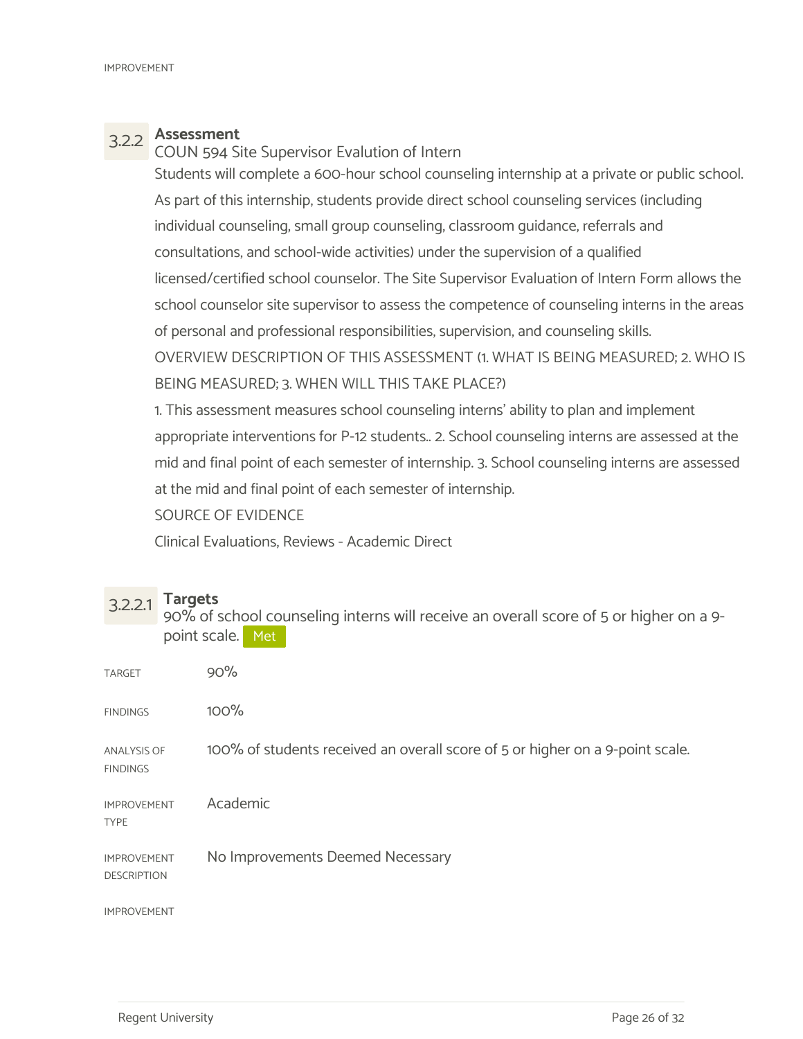IMPROVEMENT

### 3.2.2 Assessment

COUN 594 Site Supervisor Evalution of Intern

Students will complete a 600-hour school counseling internship at a private or public school. As part of this internship, students provide direct school counseling services (including individual counseling, small group counseling, classroom guidance, referrals and consultations, and school-wide activities) under the supervision of a qualified licensed/certified school counselor. The Site Supervisor Evaluation of Intern Form allows the school counselor site supervisor to assess the competence of counseling interns in the areas of personal and professional responsibilities, supervision, and counseling skills.

OVERVIEW DESCRIPTION OF THIS ASSESSMENT (1. WHAT IS BEING MEASURED; 2. WHO IS BEING MEASURED; 3. WHEN WILL THIS TAKE PLACE?)

1. This assessment measures school counseling interns' ability to plan and implement appropriate interventions for P-12 students.. 2. School counseling interns are assessed at the mid and final point of each semester of internship. 3. School counseling interns are assessed at the mid and final point of each semester of internship.

SOURCE OF EVIDENCE

Clinical Evaluations, Reviews - Academic Direct

#### 3.2.2.1 Targets

90% of school counseling interns will receive an overall score of 5 or higher on a 9-point scale. Met

| | |
|---|---|
| TARGET | 90% |
| FINDINGS | 100% |
| ANALYSIS OF FINDINGS | 100% of students received an overall score of 5 or higher on a 9-point scale. |
| IMPROVEMENT TYPE | Academic |
| IMPROVEMENT DESCRIPTION | No Improvements Deemed Necessary |

IMPROVEMENT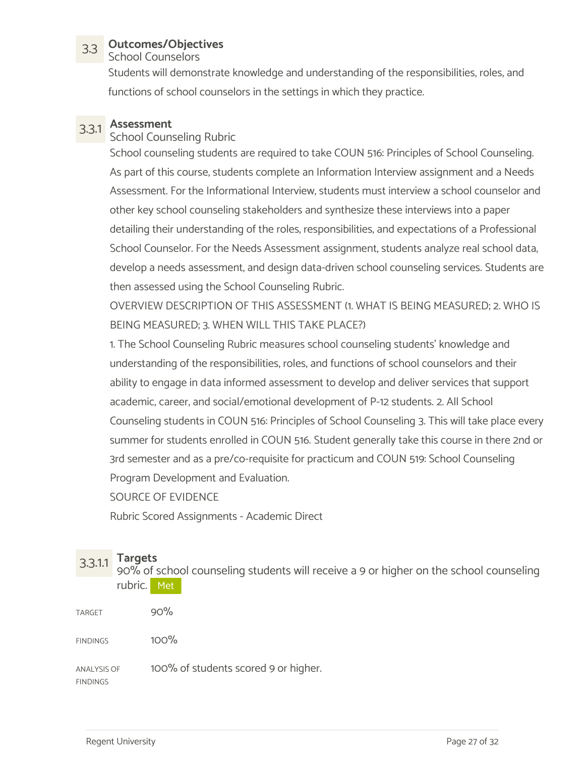### 3.3 Outcomes/Objectives

School Counselors

Students will demonstrate knowledge and understanding of the responsibilities, roles, and functions of school counselors in the settings in which they practice.

#### 3.3.1 Assessment

School Counseling Rubric

School counseling students are required to take COUN 516: Principles of School Counseling. As part of this course, students complete an Information Interview assignment and a Needs Assessment. For the Informational Interview, students must interview a school counselor and other key school counseling stakeholders and synthesize these interviews into a paper detailing their understanding of the roles, responsibilities, and expectations of a Professional School Counselor. For the Needs Assessment assignment, students analyze real school data, develop a needs assessment, and design data-driven school counseling services. Students are then assessed using the School Counseling Rubric.

OVERVIEW DESCRIPTION OF THIS ASSESSMENT (1. WHAT IS BEING MEASURED; 2. WHO IS BEING MEASURED; 3. WHEN WILL THIS TAKE PLACE?)

1. The School Counseling Rubric measures school counseling students' knowledge and understanding of the responsibilities, roles, and functions of school counselors and their ability to engage in data informed assessment to develop and deliver services that support academic, career, and social/emotional development of P-12 students. 2. All School Counseling students in COUN 516: Principles of School Counseling 3. This will take place every summer for students enrolled in COUN 516. Student generally take this course in there 2nd or 3rd semester and as a pre/co-requisite for practicum and COUN 519: School Counseling Program Development and Evaluation.

SOURCE OF EVIDENCE

Rubric Scored Assignments - Academic Direct

##### 3.3.1.1 Targets

90% of school counseling students will receive a 9 or higher on the school counseling rubric. Met

TARGET: 90%

FINDINGS: 100%

ANALYSIS OF FINDINGS: 100% of students scored 9 or higher.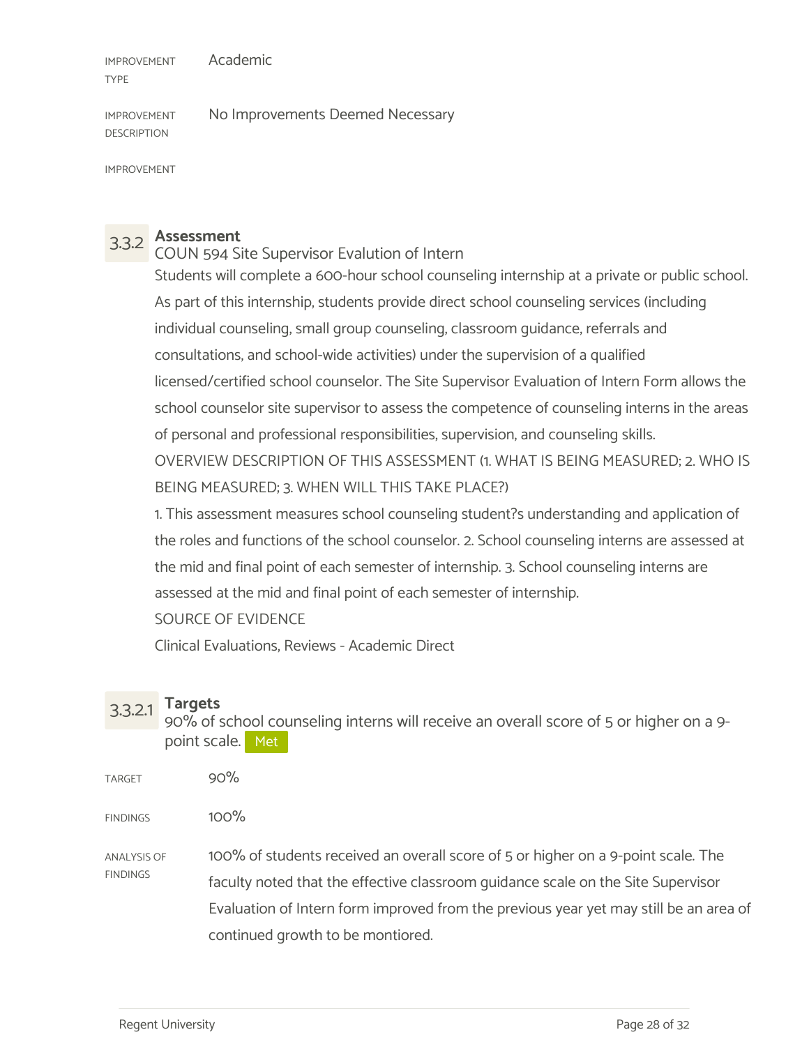IMPROVEMENT TYPE: Academic

IMPROVEMENT DESCRIPTION: No Improvements Deemed Necessary

IMPROVEMENT

### 3.3.2 Assessment

COUN 594 Site Supervisor Evalution of Intern

Students will complete a 600-hour school counseling internship at a private or public school. As part of this internship, students provide direct school counseling services (including individual counseling, small group counseling, classroom guidance, referrals and consultations, and school-wide activities) under the supervision of a qualified licensed/certified school counselor. The Site Supervisor Evaluation of Intern Form allows the school counselor site supervisor to assess the competence of counseling interns in the areas of personal and professional responsibilities, supervision, and counseling skills.

OVERVIEW DESCRIPTION OF THIS ASSESSMENT (1. WHAT IS BEING MEASURED; 2. WHO IS BEING MEASURED; 3. WHEN WILL THIS TAKE PLACE?)

1. This assessment measures school counseling student?s understanding and application of the roles and functions of the school counselor. 2. School counseling interns are assessed at the mid and final point of each semester of internship. 3. School counseling interns are assessed at the mid and final point of each semester of internship.

SOURCE OF EVIDENCE

Clinical Evaluations, Reviews - Academic Direct

#### 3.3.2.1 Targets

90% of school counseling interns will receive an overall score of 5 or higher on a 9-point scale. Met

TARGET: 90%

FINDINGS: 100%

ANALYSIS OF FINDINGS: 100% of students received an overall score of 5 or higher on a 9-point scale. The faculty noted that the effective classroom guidance scale on the Site Supervisor Evaluation of Intern form improved from the previous year yet may still be an area of continued growth to be montiored.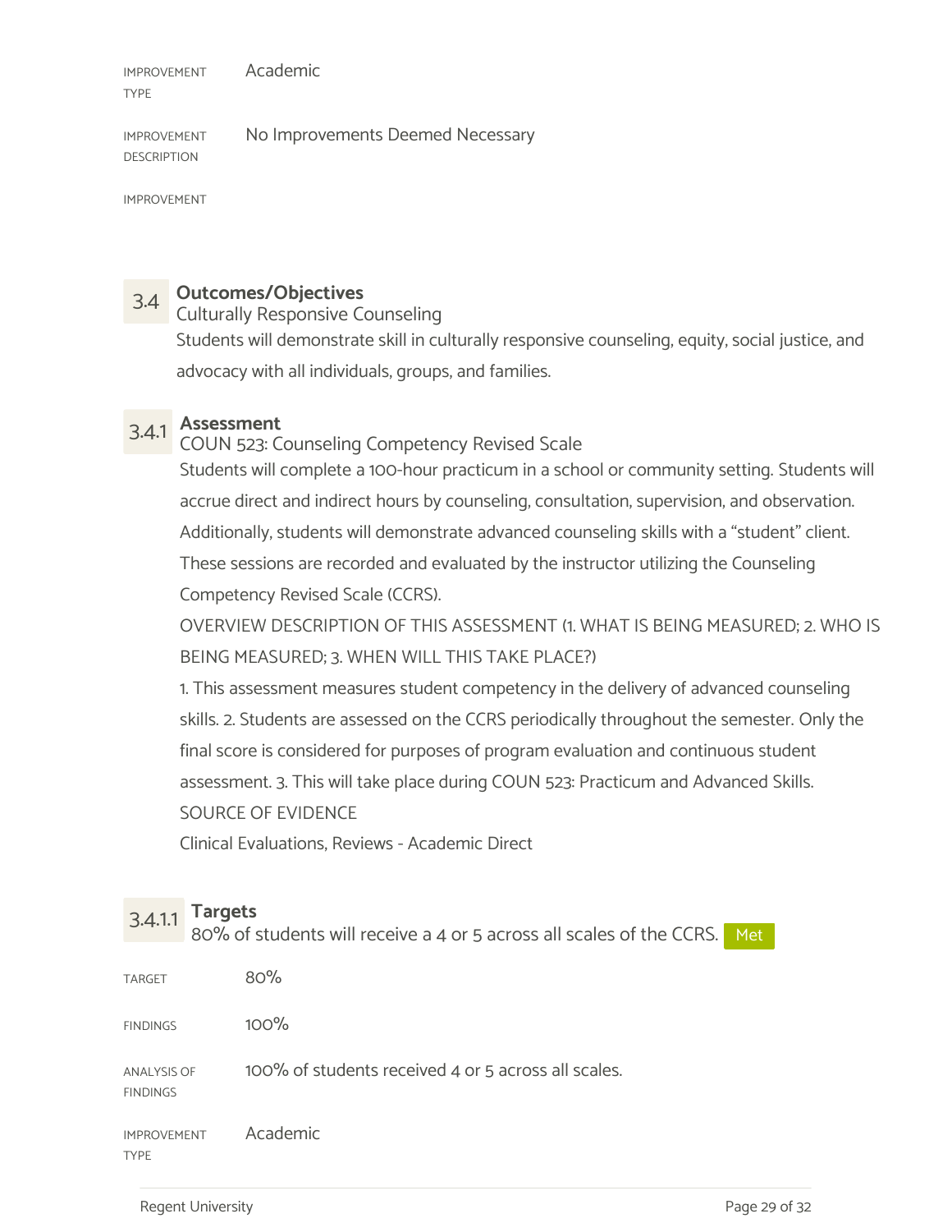| | |
|---|---|
| IMPROVEMENT TYPE | Academic |
| IMPROVEMENT DESCRIPTION | No Improvements Deemed Necessary |
| IMPROVEMENT | |

### 3.4 Outcomes/Objectives

Culturally Responsive Counseling

Students will demonstrate skill in culturally responsive counseling, equity, social justice, and advocacy with all individuals, groups, and families.

#### 3.4.1 Assessment

COUN 523: Counseling Competency Revised Scale

Students will complete a 100-hour practicum in a school or community setting. Students will accrue direct and indirect hours by counseling, consultation, supervision, and observation. Additionally, students will demonstrate advanced counseling skills with a "student" client. These sessions are recorded and evaluated by the instructor utilizing the Counseling Competency Revised Scale (CCRS).

OVERVIEW DESCRIPTION OF THIS ASSESSMENT (1. WHAT IS BEING MEASURED; 2. WHO IS BEING MEASURED; 3. WHEN WILL THIS TAKE PLACE?)

1. This assessment measures student competency in the delivery of advanced counseling skills. 2. Students are assessed on the CCRS periodically throughout the semester. Only the final score is considered for purposes of program evaluation and continuous student assessment. 3. This will take place during COUN 523: Practicum and Advanced Skills.

SOURCE OF EVIDENCE

Clinical Evaluations, Reviews - Academic Direct

##### 3.4.1.1 Targets

80% of students will receive a 4 or 5 across all scales of the CCRS. Met

| | |
|---|---|
| TARGET | 80% |
| FINDINGS | 100% |
| ANALYSIS OF FINDINGS | 100% of students received 4 or 5 across all scales. |
| IMPROVEMENT TYPE | Academic |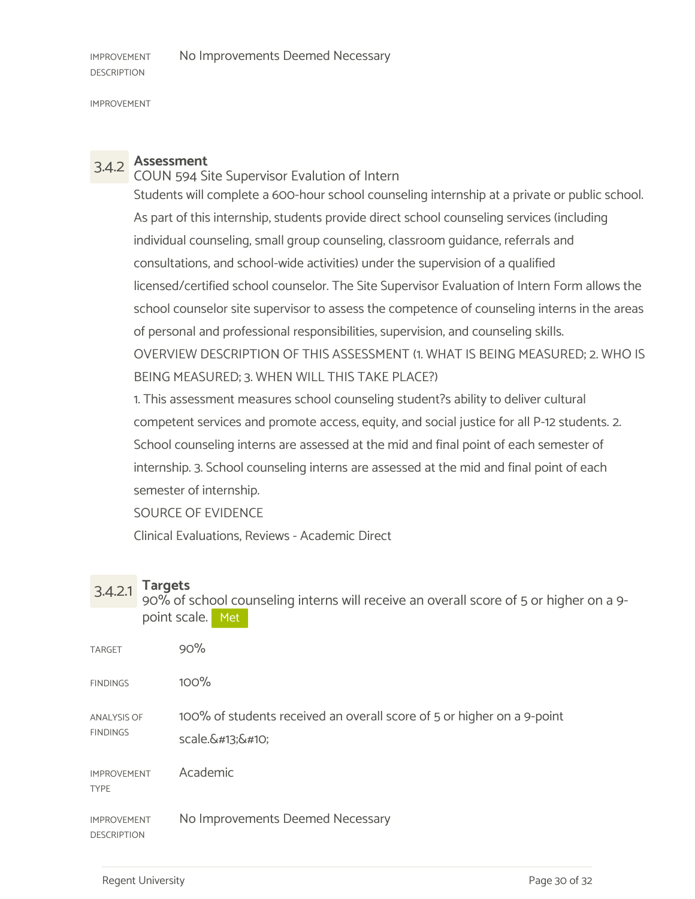| | |
|---|---|
| IMPROVEMENT DESCRIPTION | No Improvements Deemed Necessary |
| IMPROVEMENT | |

## 3.4.2 Assessment

COUN 594 Site Supervisor Evalution of Intern

Students will complete a 600-hour school counseling internship at a private or public school. As part of this internship, students provide direct school counseling services (including individual counseling, small group counseling, classroom guidance, referrals and consultations, and school-wide activities) under the supervision of a qualified licensed/certified school counselor. The Site Supervisor Evaluation of Intern Form allows the school counselor site supervisor to assess the competence of counseling interns in the areas of personal and professional responsibilities, supervision, and counseling skills.

OVERVIEW DESCRIPTION OF THIS ASSESSMENT (1. WHAT IS BEING MEASURED; 2. WHO IS BEING MEASURED; 3. WHEN WILL THIS TAKE PLACE?)

1. This assessment measures school counseling student?s ability to deliver cultural competent services and promote access, equity, and social justice for all P-12 students. 2. School counseling interns are assessed at the mid and final point of each semester of internship. 3. School counseling interns are assessed at the mid and final point of each semester of internship.

SOURCE OF EVIDENCE

Clinical Evaluations, Reviews - Academic Direct

### 3.4.2.1 Targets

90% of school counseling interns will receive an overall score of 5 or higher on a 9-point scale. Met

| | |
|---|---|
| TARGET | 90% |
| FINDINGS | 100% |
| ANALYSIS OF FINDINGS | 100% of students received an overall score of 5 or higher on a 9-point scale.&#13;&#10; |
| IMPROVEMENT TYPE | Academic |
| IMPROVEMENT DESCRIPTION | No Improvements Deemed Necessary |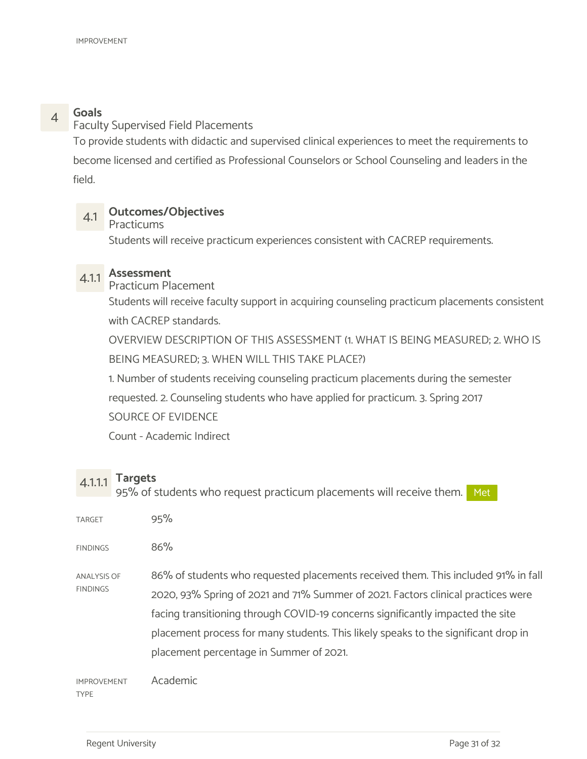IMPROVEMENT

## 4 Goals

Faculty Supervised Field Placements

To provide students with didactic and supervised clinical experiences to meet the requirements to become licensed and certified as Professional Counselors or School Counseling and leaders in the field.

### 4.1 Outcomes/Objectives

Practicums

Students will receive practicum experiences consistent with CACREP requirements.

### 4.1.1 Assessment

Practicum Placement

Students will receive faculty support in acquiring counseling practicum placements consistent with CACREP standards.

OVERVIEW DESCRIPTION OF THIS ASSESSMENT (1. WHAT IS BEING MEASURED; 2. WHO IS BEING MEASURED; 3. WHEN WILL THIS TAKE PLACE?)

1. Number of students receiving counseling practicum placements during the semester requested. 2. Counseling students who have applied for practicum. 3. Spring 2017

SOURCE OF EVIDENCE

Count - Academic Indirect

### 4.1.1.1 Targets

95% of students who request practicum placements will receive them. Met

TARGET

95%

FINDINGS

86%

ANALYSIS OF FINDINGS

86% of students who requested placements received them. This included 91% in fall 2020, 93% Spring of 2021 and 71% Summer of 2021. Factors clinical practices were facing transitioning through COVID-19 concerns significantly impacted the site placement process for many students. This likely speaks to the significant drop in placement percentage in Summer of 2021.

IMPROVEMENT TYPE

Academic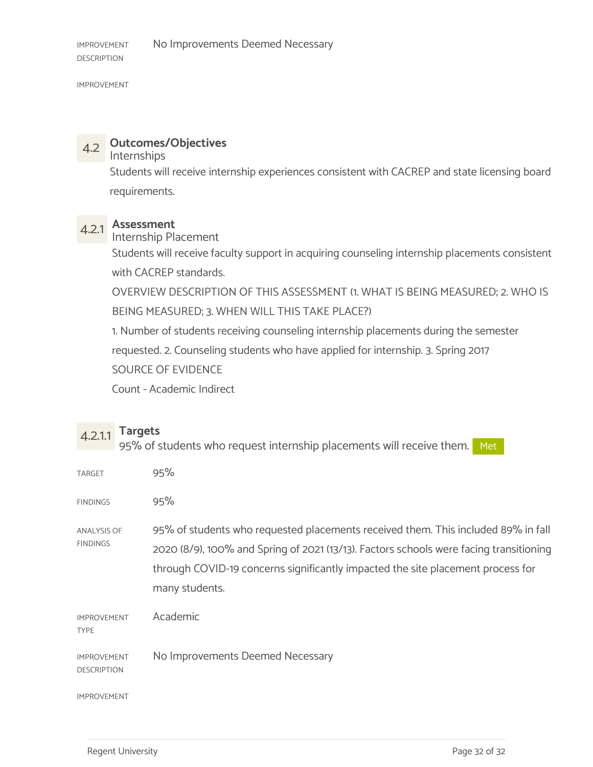IMPROVEMENT DESCRIPTION

No Improvements Deemed Necessary

IMPROVEMENT

## 4.2 Outcomes/Objectives

Internships

Students will receive internship experiences consistent with CACREP and state licensing board requirements.

### 4.2.1 Assessment

Internship Placement

Students will receive faculty support in acquiring counseling internship placements consistent with CACREP standards.

OVERVIEW DESCRIPTION OF THIS ASSESSMENT (1. WHAT IS BEING MEASURED; 2. WHO IS BEING MEASURED; 3. WHEN WILL THIS TAKE PLACE?)

1. Number of students receiving counseling internship placements during the semester requested. 2. Counseling students who have applied for internship. 3. Spring 2017

SOURCE OF EVIDENCE

Count - Academic Indirect

#### 4.2.1.1 Targets

95% of students who request internship placements will receive them. Met

| | |
|---|---|
| TARGET | 95% |
| FINDINGS | 95% |
| ANALYSIS OF FINDINGS | 95% of students who requested placements received them. This included 89% in fall 2020 (8/9), 100% and Spring of 2021 (13/13). Factors schools were facing transitioning through COVID-19 concerns significantly impacted the site placement process for many students. |
| IMPROVEMENT TYPE | Academic |
| IMPROVEMENT DESCRIPTION | No Improvements Deemed Necessary |
| IMPROVEMENT | |